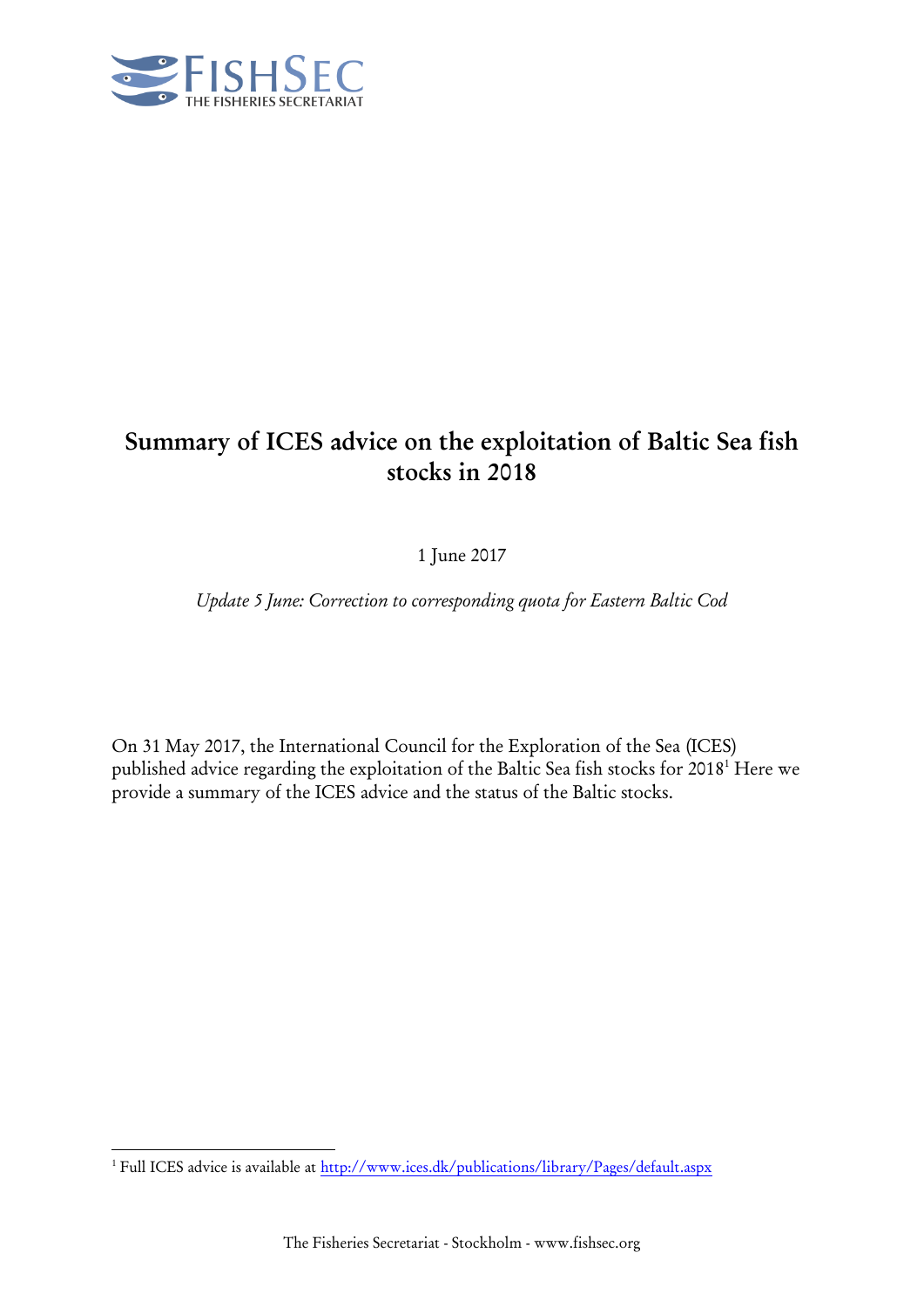# Summary of ICES advice on the exploitation of Baltic Sea fish stocks in 2018

1 June 2017

*Update 5 June: Correction to corresponding quota for Eastern Baltic Cod*

On 31 May 2017, the International Council for the Exploration of the Sea (ICES) published advice regarding the exploitation of the Baltic Sea fish stocks for 2018[1] Here we provide a summary of the ICES advice and the status of the Baltic stocks.

[1] Full ICES advice is available at http://www.ices.dk/publications/library/Pages/default.aspx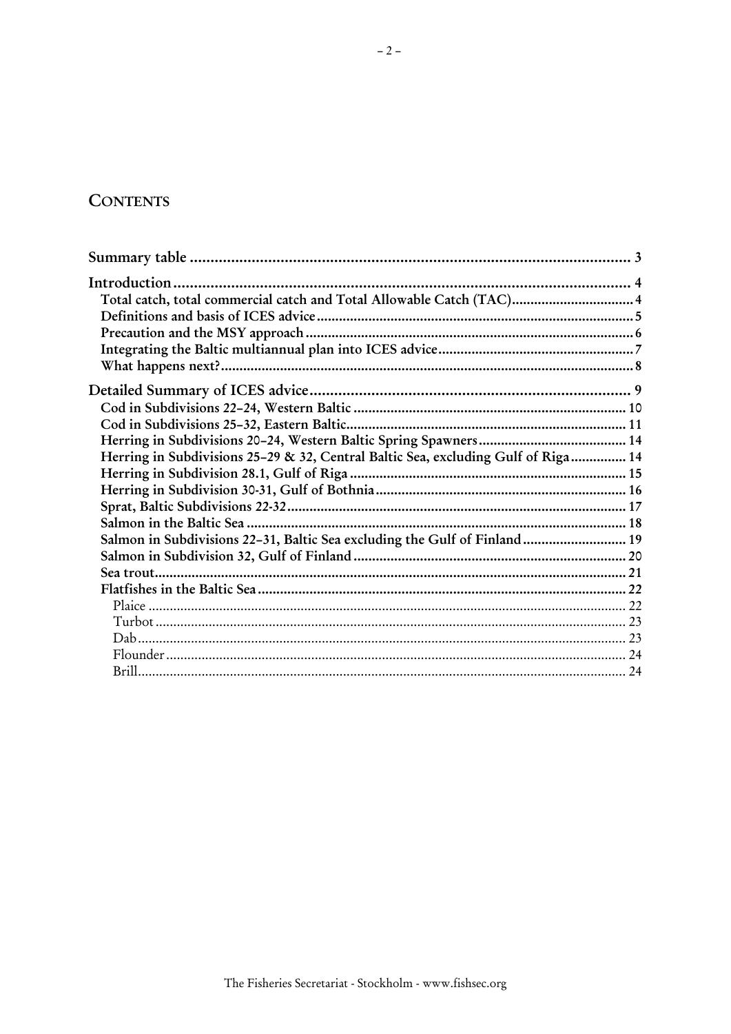# CONTENTS

Summary table ........................................................................................................ 3

Introduction ............................................................................................................ 4

- Total catch, total commercial catch and Total Allowable Catch (TAC) ................................ 4
- Definitions and basis of ICES advice ..................................................................... 5
- Precaution and the MSY approach ........................................................................ 6
- Integrating the Baltic multiannual plan into ICES advice .................................................... 7
- What happens next? ............................................................................................ 8

Detailed Summary of ICES advice ............................................................................ 9

- Cod in Subdivisions 22–24, Western Baltic ........................................................................ 10
- Cod in Subdivisions 25–32, Eastern Baltic ......................................................................... 11
- Herring in Subdivisions 20–24, Western Baltic Spring Spawners ........................................ 14
- Herring in Subdivisions 25–29 & 32, Central Baltic Sea, excluding Gulf of Riga ............... 14
- Herring in Subdivision 28.1, Gulf of Riga .......................................................................... 15
- Herring in Subdivision 30-31, Gulf of Bothnia ................................................................... 16
- Sprat, Baltic Subdivisions 22-32 ........................................................................................ 17
- Salmon in the Baltic Sea .................................................................................................... 18
- Salmon in Subdivisions 22–31, Baltic Sea excluding the Gulf of Finland ............................ 19
- Salmon in Subdivision 32, Gulf of Finland ......................................................................... 20
- Sea trout ............................................................................................................................ 21
- Flatfishes in the Baltic Sea ................................................................................................. 22
  - Plaice ............................................................................................................................. 22
  - Turbot ............................................................................................................................ 23
  - Dab ................................................................................................................................ 23
  - Flounder ......................................................................................................................... 24
  - Brill ................................................................................................................................ 24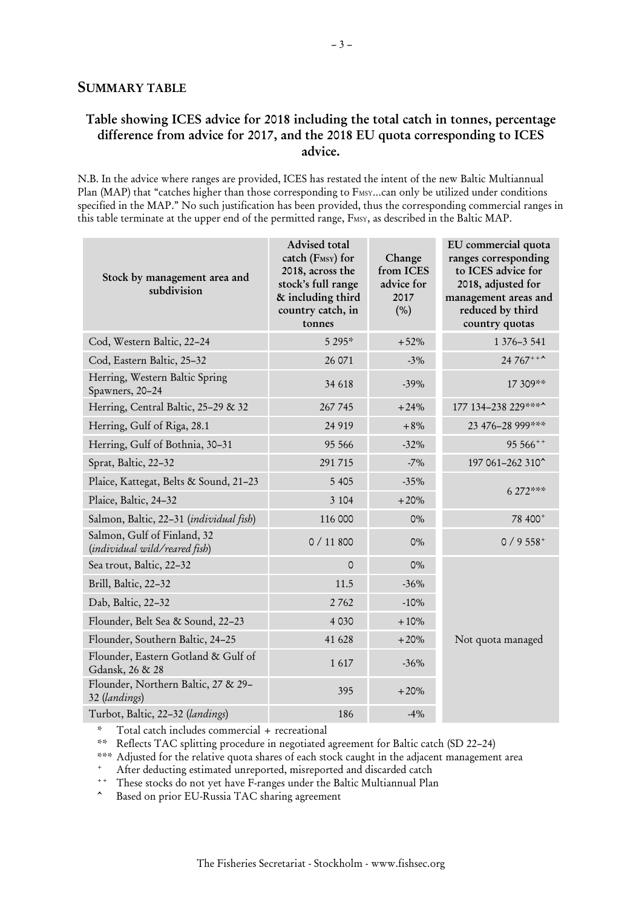## SUMMARY TABLE

### Table showing ICES advice for 2018 including the total catch in tonnes, percentage difference from advice for 2017, and the 2018 EU quota corresponding to ICES advice.

N.B. In the advice where ranges are provided, ICES has restated the intent of the new Baltic Multiannual Plan (MAP) that "catches higher than those corresponding to $F_{MSY}$…can only be utilized under conditions specified in the MAP." No such justification has been provided, thus the corresponding commercial ranges in this table terminate at the upper end of the permitted range, $F_{MSY}$, as described in the Baltic MAP.

| Stock by management area and subdivision | Advised total catch ($F_{MSY}$) for 2018, across the stock's full range & including third country catch, in tonnes | Change from ICES advice for 2017 (%) | EU commercial quota ranges corresponding to ICES advice for 2018, adjusted for management areas and reduced by third country quotas |
|---|---|---|---|
| Cod, Western Baltic, 22–24 | 5 295* | +52% | 1 376–3 541 |
| Cod, Eastern Baltic, 25–32 | 26 071 | -3% | 24 767++^ |
| Herring, Western Baltic Spring Spawners, 20–24 | 34 618 | -39% | 17 309** |
| Herring, Central Baltic, 25–29 & 32 | 267 745 | +24% | 177 134–238 229***^ |
| Herring, Gulf of Riga, 28.1 | 24 919 | +8% | 23 476–28 999*** |
| Herring, Gulf of Bothnia, 30–31 | 95 566 | -32% | 95 566++ |
| Sprat, Baltic, 22–32 | 291 715 | -7% | 197 061–262 310^ |
| Plaice, Kattegat, Belts & Sound, 21–23 | 5 405 | -35% | 6 272*** |
| Plaice, Baltic, 24–32 | 3 104 | +20% | |
| Salmon, Baltic, 22–31 (*individual fish*) | 116 000 | 0% | 78 400+ |
| Salmon, Gulf of Finland, 32 (*individual wild/reared fish*) | 0 / 11 800 | 0% | 0 / 9 558+ |
| Sea trout, Baltic, 22–32 | 0 | 0% | Not quota managed |
| Brill, Baltic, 22–32 | 11.5 | -36% | |
| Dab, Baltic, 22–32 | 2 762 | -10% | |
| Flounder, Belt Sea & Sound, 22–23 | 4 030 | +10% | |
| Flounder, Southern Baltic, 24–25 | 41 628 | +20% | |
| Flounder, Eastern Gotland & Gulf of Gdansk, 26 & 28 | 1 617 | -36% | |
| Flounder, Northern Baltic, 27 & 29–32 (*landings*) | 395 | +20% | |
| Turbot, Baltic, 22–32 (*landings*) | 186 | -4% | |

\* Total catch includes commercial + recreational

** Reflects TAC splitting procedure in negotiated agreement for Baltic catch (SD 22–24)

*** Adjusted for the relative quota shares of each stock caught in the adjacent management area

\+ After deducting estimated unreported, misreported and discarded catch

++ These stocks do not yet have F-ranges under the Baltic Multiannual Plan

^ Based on prior EU-Russia TAC sharing agreement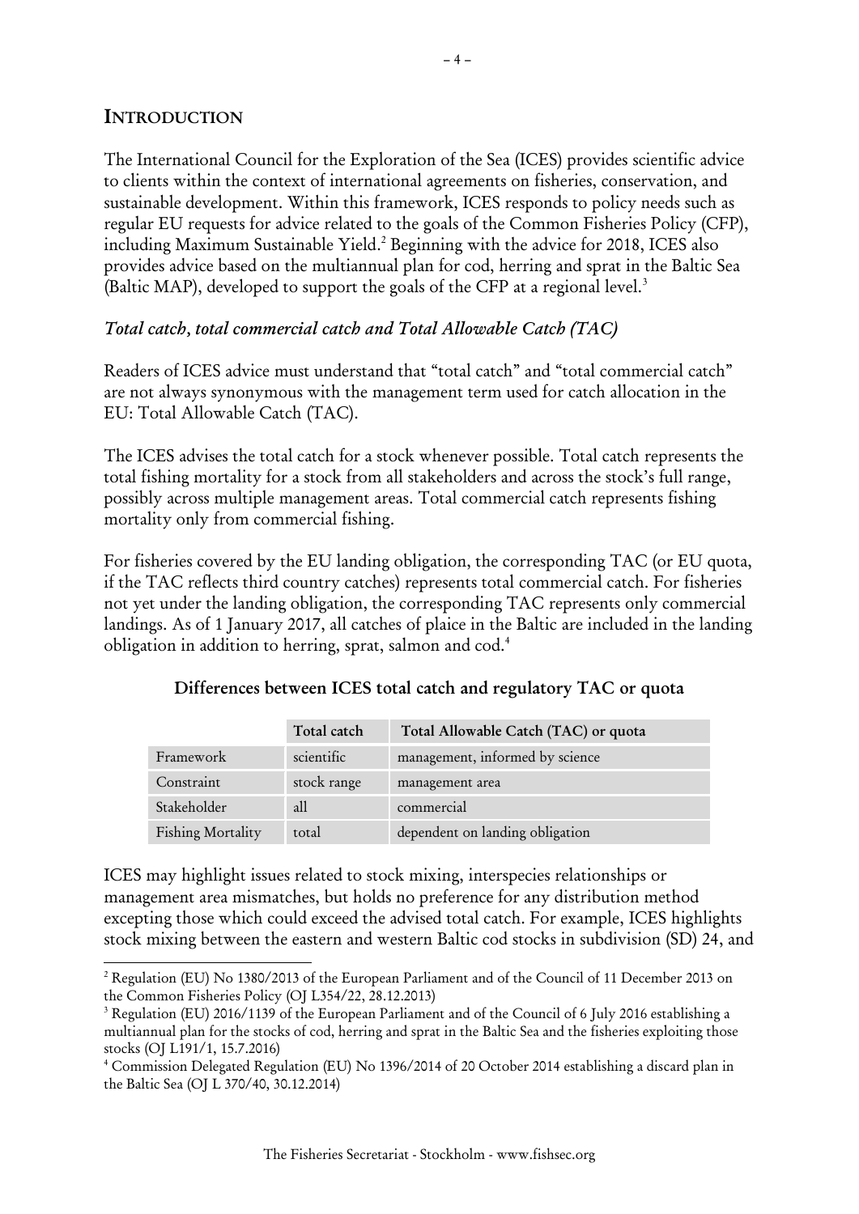## INTRODUCTION

The International Council for the Exploration of the Sea (ICES) provides scientific advice to clients within the context of international agreements on fisheries, conservation, and sustainable development. Within this framework, ICES responds to policy needs such as regular EU requests for advice related to the goals of the Common Fisheries Policy (CFP), including Maximum Sustainable Yield.[2] Beginning with the advice for 2018, ICES also provides advice based on the multiannual plan for cod, herring and sprat in the Baltic Sea (Baltic MAP), developed to support the goals of the CFP at a regional level.[3]

### *Total catch, total commercial catch and Total Allowable Catch (TAC)*

Readers of ICES advice must understand that "total catch" and "total commercial catch" are not always synonymous with the management term used for catch allocation in the EU: Total Allowable Catch (TAC).

The ICES advises the total catch for a stock whenever possible. Total catch represents the total fishing mortality for a stock from all stakeholders and across the stock's full range, possibly across multiple management areas. Total commercial catch represents fishing mortality only from commercial fishing.

For fisheries covered by the EU landing obligation, the corresponding TAC (or EU quota, if the TAC reflects third country catches) represents total commercial catch. For fisheries not yet under the landing obligation, the corresponding TAC represents only commercial landings. As of 1 January 2017, all catches of plaice in the Baltic are included in the landing obligation in addition to herring, sprat, salmon and cod.[4]

**Differences between ICES total catch and regulatory TAC or quota**

| | Total catch | Total Allowable Catch (TAC) or quota |
|---|---|---|
| Framework | scientific | management, informed by science |
| Constraint | stock range | management area |
| Stakeholder | all | commercial |
| Fishing Mortality | total | dependent on landing obligation |

ICES may highlight issues related to stock mixing, interspecies relationships or management area mismatches, but holds no preference for any distribution method excepting those which could exceed the advised total catch. For example, ICES highlights stock mixing between the eastern and western Baltic cod stocks in subdivision (SD) 24, and

---

[2] Regulation (EU) No 1380/2013 of the European Parliament and of the Council of 11 December 2013 on the Common Fisheries Policy (OJ L354/22, 28.12.2013)

[3] Regulation (EU) 2016/1139 of the European Parliament and of the Council of 6 July 2016 establishing a multiannual plan for the stocks of cod, herring and sprat in the Baltic Sea and the fisheries exploiting those stocks (OJ L191/1, 15.7.2016)

[4] Commission Delegated Regulation (EU) No 1396/2014 of 20 October 2014 establishing a discard plan in the Baltic Sea (OJ L 370/40, 30.12.2014)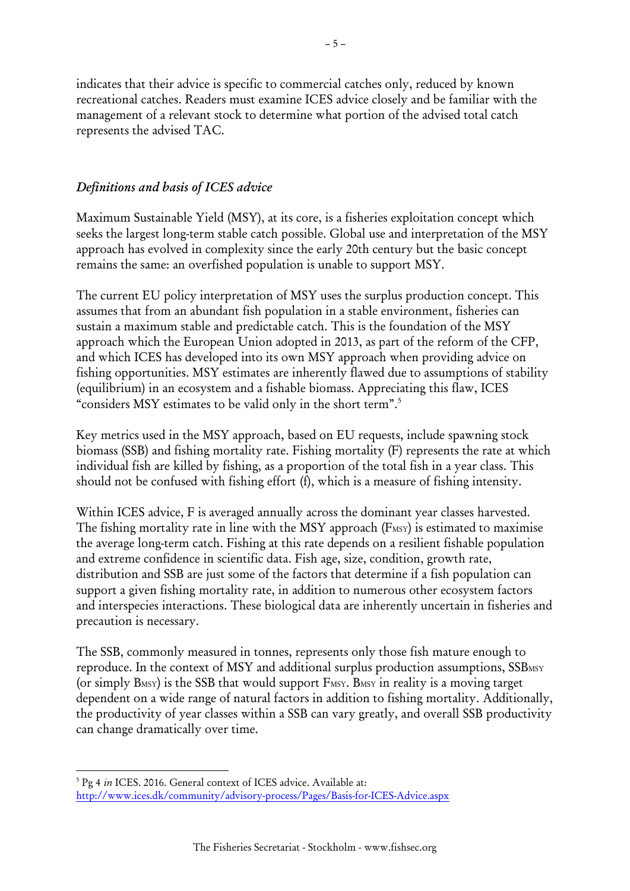indicates that their advice is specific to commercial catches only, reduced by known recreational catches. Readers must examine ICES advice closely and be familiar with the management of a relevant stock to determine what portion of the advised total catch represents the advised TAC.

### *Definitions and basis of ICES advice*

Maximum Sustainable Yield (MSY), at its core, is a fisheries exploitation concept which seeks the largest long-term stable catch possible. Global use and interpretation of the MSY approach has evolved in complexity since the early 20th century but the basic concept remains the same: an overfished population is unable to support MSY.

The current EU policy interpretation of MSY uses the surplus production concept. This assumes that from an abundant fish population in a stable environment, fisheries can sustain a maximum stable and predictable catch. This is the foundation of the MSY approach which the European Union adopted in 2013, as part of the reform of the CFP, and which ICES has developed into its own MSY approach when providing advice on fishing opportunities. MSY estimates are inherently flawed due to assumptions of stability (equilibrium) in an ecosystem and a fishable biomass. Appreciating this flaw, ICES "considers MSY estimates to be valid only in the short term".[5]

Key metrics used in the MSY approach, based on EU requests, include spawning stock biomass (SSB) and fishing mortality rate. Fishing mortality (F) represents the rate at which individual fish are killed by fishing, as a proportion of the total fish in a year class. This should not be confused with fishing effort (f), which is a measure of fishing intensity.

Within ICES advice, F is averaged annually across the dominant year classes harvested. The fishing mortality rate in line with the MSY approach ($F_{MSY}$) is estimated to maximise the average long-term catch. Fishing at this rate depends on a resilient fishable population and extreme confidence in scientific data. Fish age, size, condition, growth rate, distribution and SSB are just some of the factors that determine if a fish population can support a given fishing mortality rate, in addition to numerous other ecosystem factors and interspecies interactions. These biological data are inherently uncertain in fisheries and precaution is necessary.

The SSB, commonly measured in tonnes, represents only those fish mature enough to reproduce. In the context of MSY and additional surplus production assumptions, $SSB_{MSY}$ (or simply $B_{MSY}$) is the SSB that would support $F_{MSY}$. $B_{MSY}$ in reality is a moving target dependent on a wide range of natural factors in addition to fishing mortality. Additionally, the productivity of year classes within a SSB can vary greatly, and overall SSB productivity can change dramatically over time.

---

[5] Pg 4 *in* ICES. 2016. General context of ICES advice. Available at: http://www.ices.dk/community/advisory-process/Pages/Basis-for-ICES-Advice.aspx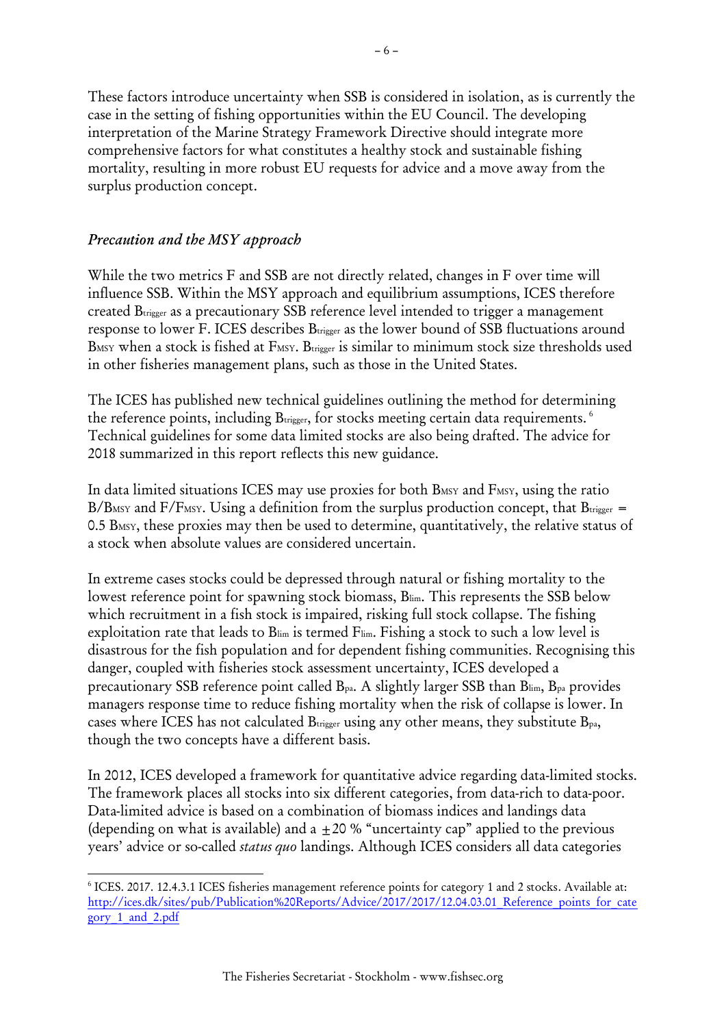These factors introduce uncertainty when SSB is considered in isolation, as is currently the case in the setting of fishing opportunities within the EU Council. The developing interpretation of the Marine Strategy Framework Directive should integrate more comprehensive factors for what constitutes a healthy stock and sustainable fishing mortality, resulting in more robust EU requests for advice and a move away from the surplus production concept.

### *Precaution and the MSY approach*

While the two metrics F and SSB are not directly related, changes in F over time will influence SSB. Within the MSY approach and equilibrium assumptions, ICES therefore created $B_{trigger}$ as a precautionary SSB reference level intended to trigger a management response to lower F. ICES describes $B_{trigger}$ as the lower bound of SSB fluctuations around $B_{MSY}$ when a stock is fished at $F_{MSY}$. $B_{trigger}$ is similar to minimum stock size thresholds used in other fisheries management plans, such as those in the United States.

The ICES has published new technical guidelines outlining the method for determining the reference points, including $B_{trigger}$, for stocks meeting certain data requirements. [6] Technical guidelines for some data limited stocks are also being drafted. The advice for 2018 summarized in this report reflects this new guidance.

In data limited situations ICES may use proxies for both $B_{MSY}$ and $F_{MSY}$, using the ratio $B/B_{MSY}$ and $F/F_{MSY}$. Using a definition from the surplus production concept, that $B_{trigger} = 0.5\ B_{MSY}$, these proxies may then be used to determine, quantitatively, the relative status of a stock when absolute values are considered uncertain.

In extreme cases stocks could be depressed through natural or fishing mortality to the lowest reference point for spawning stock biomass, $B_{lim}$. This represents the SSB below which recruitment in a fish stock is impaired, risking full stock collapse. The fishing exploitation rate that leads to $B_{lim}$ is termed $F_{lim}$. Fishing a stock to such a low level is disastrous for the fish population and for dependent fishing communities. Recognising this danger, coupled with fisheries stock assessment uncertainty, ICES developed a precautionary SSB reference point called $B_{pa}$. A slightly larger SSB than $B_{lim}$, $B_{pa}$ provides managers response time to reduce fishing mortality when the risk of collapse is lower. In cases where ICES has not calculated $B_{trigger}$ using any other means, they substitute $B_{pa}$, though the two concepts have a different basis.

In 2012, ICES developed a framework for quantitative advice regarding data-limited stocks. The framework places all stocks into six different categories, from data-rich to data-poor. Data-limited advice is based on a combination of biomass indices and landings data (depending on what is available) and a $\pm 20$ % "uncertainty cap" applied to the previous years' advice or so-called *status quo* landings. Although ICES considers all data categories

---

[6] ICES. 2017. 12.4.3.1 ICES fisheries management reference points for category 1 and 2 stocks. Available at: http://ices.dk/sites/pub/Publication%20Reports/Advice/2017/2017/12.04.03.01_Reference_points_for_category_1_and_2.pdf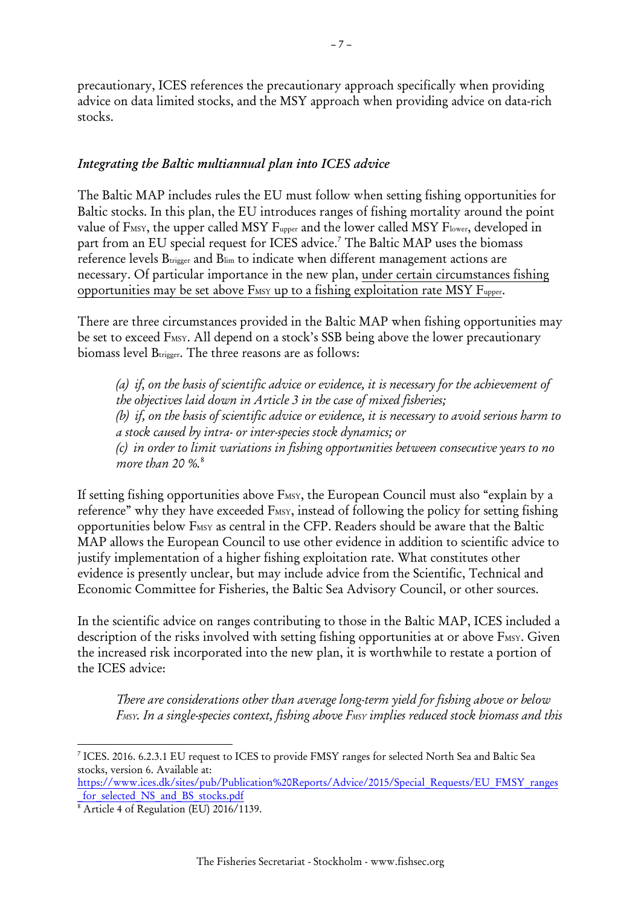precautionary, ICES references the precautionary approach specifically when providing advice on data limited stocks, and the MSY approach when providing advice on data-rich stocks.

### *Integrating the Baltic multiannual plan into ICES advice*

The Baltic MAP includes rules the EU must follow when setting fishing opportunities for Baltic stocks. In this plan, the EU introduces ranges of fishing mortality around the point value of $F_{MSY}$, the upper called MSY $F_{upper}$ and the lower called MSY $F_{lower}$, developed in part from an EU special request for ICES advice.[7] The Baltic MAP uses the biomass reference levels $B_{trigger}$ and $B_{lim}$ to indicate when different management actions are necessary. Of particular importance in the new plan, under certain circumstances fishing opportunities may be set above $F_{MSY}$ up to a fishing exploitation rate MSY $F_{upper}$.

There are three circumstances provided in the Baltic MAP when fishing opportunities may be set to exceed $F_{MSY}$. All depend on a stock's SSB being above the lower precautionary biomass level $B_{trigger}$. The three reasons are as follows:

> *(a) if, on the basis of scientific advice or evidence, it is necessary for the achievement of the objectives laid down in Article 3 in the case of mixed fisheries;*
> *(b) if, on the basis of scientific advice or evidence, it is necessary to avoid serious harm to a stock caused by intra- or inter-species stock dynamics; or*
> *(c) in order to limit variations in fishing opportunities between consecutive years to no more than 20 %.*[8]

If setting fishing opportunities above $F_{MSY}$, the European Council must also "explain by a reference" why they have exceeded $F_{MSY}$, instead of following the policy for setting fishing opportunities below $F_{MSY}$ as central in the CFP. Readers should be aware that the Baltic MAP allows the European Council to use other evidence in addition to scientific advice to justify implementation of a higher fishing exploitation rate. What constitutes other evidence is presently unclear, but may include advice from the Scientific, Technical and Economic Committee for Fisheries, the Baltic Sea Advisory Council, or other sources.

In the scientific advice on ranges contributing to those in the Baltic MAP, ICES included a description of the risks involved with setting fishing opportunities at or above $F_{MSY}$. Given the increased risk incorporated into the new plan, it is worthwhile to restate a portion of the ICES advice:

> *There are considerations other than average long-term yield for fishing above or below $F_{MSY}$. In a single-species context, fishing above $F_{MSY}$ implies reduced stock biomass and this*

---

[7] ICES. 2016. 6.2.3.1 EU request to ICES to provide FMSY ranges for selected North Sea and Baltic Sea stocks, version 6. Available at: https://www.ices.dk/sites/pub/Publication%20Reports/Advice/2015/Special_Requests/EU_FMSY_ranges_for_selected_NS_and_BS_stocks.pdf

[8] Article 4 of Regulation (EU) 2016/1139.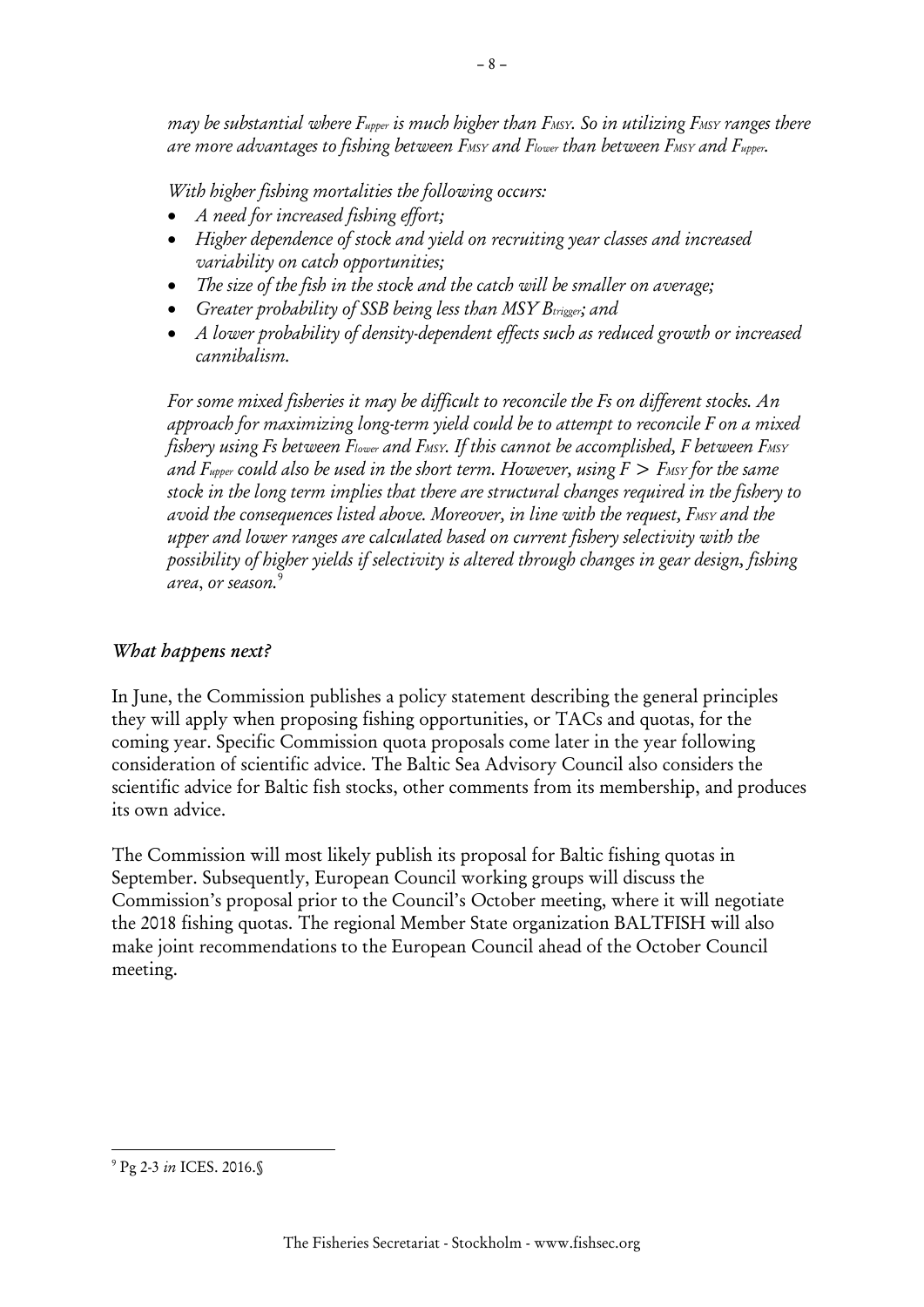*may be substantial where $F_{upper}$ is much higher than $F_{MSY}$. So in utilizing $F_{MSY}$ ranges there are more advantages to fishing between $F_{MSY}$ and $F_{lower}$ than between $F_{MSY}$ and $F_{upper}$.*

*With higher fishing mortalities the following occurs:*

- *A need for increased fishing effort;*
- *Higher dependence of stock and yield on recruiting year classes and increased variability on catch opportunities;*
- *The size of the fish in the stock and the catch will be smaller on average;*
- *Greater probability of SSB being less than MSY $B_{trigger}$; and*
- *A lower probability of density-dependent effects such as reduced growth or increased cannibalism.*

*For some mixed fisheries it may be difficult to reconcile the Fs on different stocks. An approach for maximizing long-term yield could be to attempt to reconcile F on a mixed fishery using Fs between $F_{lower}$ and $F_{MSY}$. If this cannot be accomplished, F between $F_{MSY}$ and $F_{upper}$ could also be used in the short term. However, using $F > F_{MSY}$ for the same stock in the long term implies that there are structural changes required in the fishery to avoid the consequences listed above. Moreover, in line with the request, $F_{MSY}$ and the upper and lower ranges are calculated based on current fishery selectivity with the possibility of higher yields if selectivity is altered through changes in gear design, fishing area, or season.*[9]

## *What happens next?*

In June, the Commission publishes a policy statement describing the general principles they will apply when proposing fishing opportunities, or TACs and quotas, for the coming year. Specific Commission quota proposals come later in the year following consideration of scientific advice. The Baltic Sea Advisory Council also considers the scientific advice for Baltic fish stocks, other comments from its membership, and produces its own advice.

The Commission will most likely publish its proposal for Baltic fishing quotas in September. Subsequently, European Council working groups will discuss the Commission's proposal prior to the Council's October meeting, where it will negotiate the 2018 fishing quotas. The regional Member State organization BALTFISH will also make joint recommendations to the European Council ahead of the October Council meeting.

---

[9] Pg 2-3 *in* ICES. 2016.§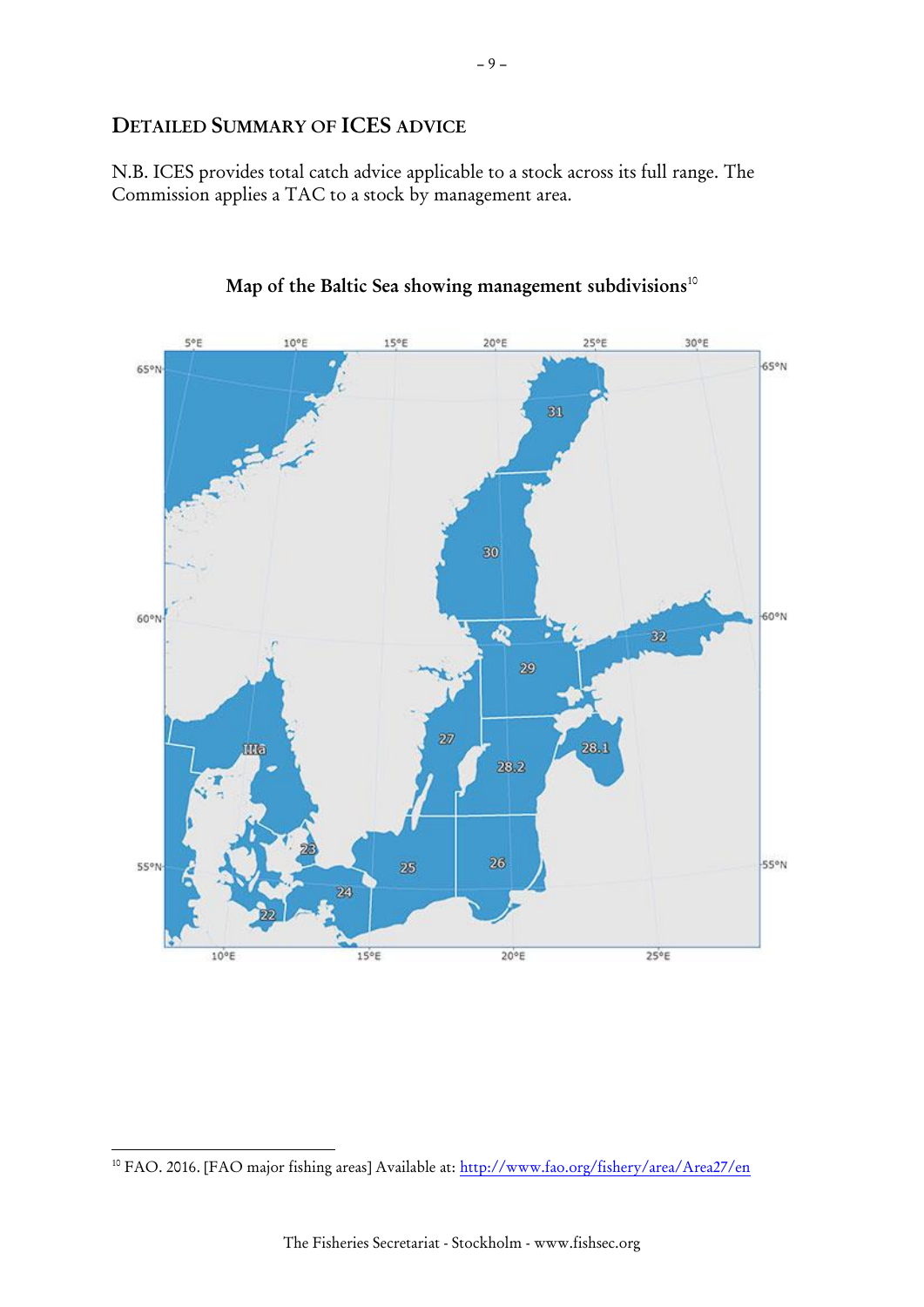## DETAILED SUMMARY OF ICES ADVICE

N.B. ICES provides total catch advice applicable to a stock across its full range. The Commission applies a TAC to a stock by management area.

**Map of the Baltic Sea showing management subdivisions**[10]

[10] FAO. 2016. [FAO major fishing areas] Available at: http://www.fao.org/fishery/area/Area27/en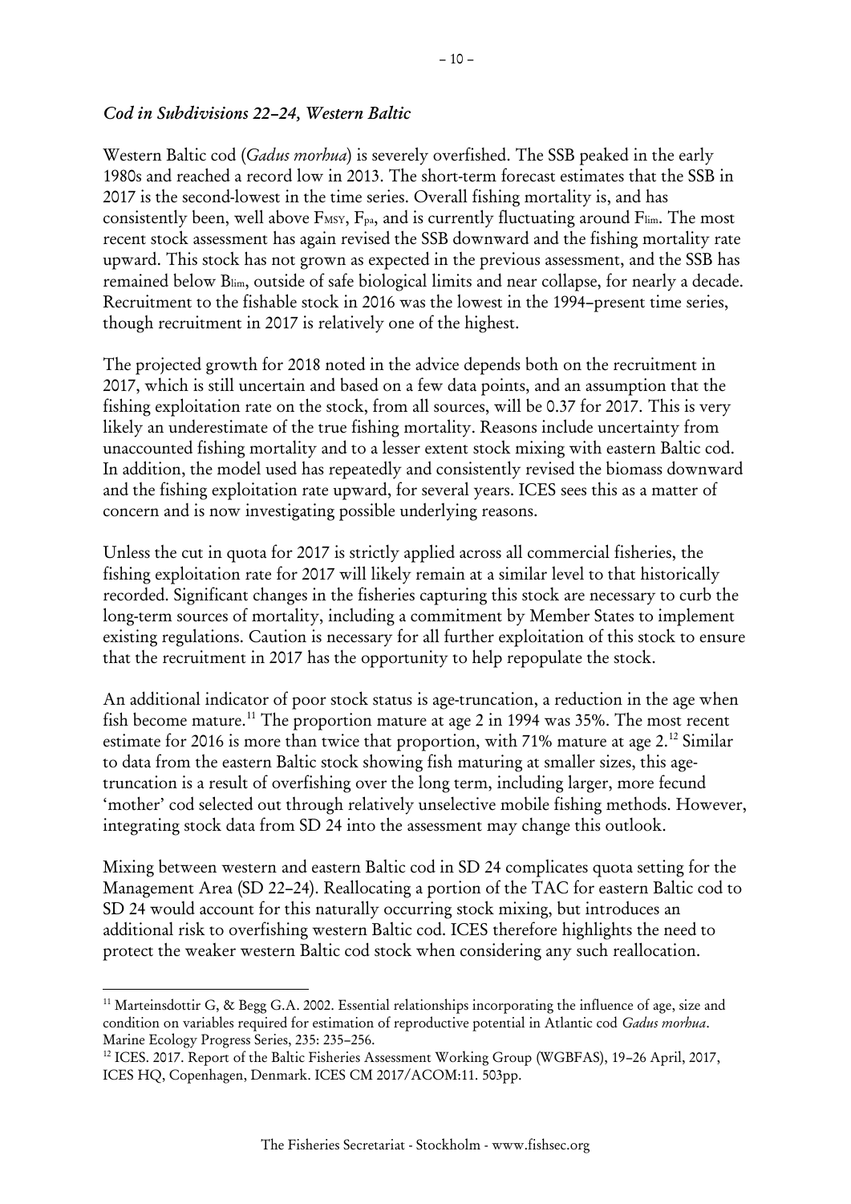*Cod in Subdivisions 22–24, Western Baltic*

Western Baltic cod (*Gadus morhua*) is severely overfished. The SSB peaked in the early 1980s and reached a record low in 2013. The short-term forecast estimates that the SSB in 2017 is the second-lowest in the time series. Overall fishing mortality is, and has consistently been, well above $F_{MSY}$, $F_{pa}$, and is currently fluctuating around $F_{lim}$. The most recent stock assessment has again revised the SSB downward and the fishing mortality rate upward. This stock has not grown as expected in the previous assessment, and the SSB has remained below $B_{lim}$, outside of safe biological limits and near collapse, for nearly a decade. Recruitment to the fishable stock in 2016 was the lowest in the 1994–present time series, though recruitment in 2017 is relatively one of the highest.

The projected growth for 2018 noted in the advice depends both on the recruitment in 2017, which is still uncertain and based on a few data points, and an assumption that the fishing exploitation rate on the stock, from all sources, will be 0.37 for 2017. This is very likely an underestimate of the true fishing mortality. Reasons include uncertainty from unaccounted fishing mortality and to a lesser extent stock mixing with eastern Baltic cod. In addition, the model used has repeatedly and consistently revised the biomass downward and the fishing exploitation rate upward, for several years. ICES sees this as a matter of concern and is now investigating possible underlying reasons.

Unless the cut in quota for 2017 is strictly applied across all commercial fisheries, the fishing exploitation rate for 2017 will likely remain at a similar level to that historically recorded. Significant changes in the fisheries capturing this stock are necessary to curb the long-term sources of mortality, including a commitment by Member States to implement existing regulations. Caution is necessary for all further exploitation of this stock to ensure that the recruitment in 2017 has the opportunity to help repopulate the stock.

An additional indicator of poor stock status is age-truncation, a reduction in the age when fish become mature.[11] The proportion mature at age 2 in 1994 was 35%. The most recent estimate for 2016 is more than twice that proportion, with 71% mature at age 2.[12] Similar to data from the eastern Baltic stock showing fish maturing at smaller sizes, this age-truncation is a result of overfishing over the long term, including larger, more fecund 'mother' cod selected out through relatively unselective mobile fishing methods. However, integrating stock data from SD 24 into the assessment may change this outlook.

Mixing between western and eastern Baltic cod in SD 24 complicates quota setting for the Management Area (SD 22–24). Reallocating a portion of the TAC for eastern Baltic cod to SD 24 would account for this naturally occurring stock mixing, but introduces an additional risk to overfishing western Baltic cod. ICES therefore highlights the need to protect the weaker western Baltic cod stock when considering any such reallocation.

---

[11] Marteinsdottir G, & Begg G.A. 2002. Essential relationships incorporating the influence of age, size and condition on variables required for estimation of reproductive potential in Atlantic cod *Gadus morhua*. Marine Ecology Progress Series, 235: 235–256.

[12] ICES. 2017. Report of the Baltic Fisheries Assessment Working Group (WGBFAS), 19–26 April, 2017, ICES HQ, Copenhagen, Denmark. ICES CM 2017/ACOM:11. 503pp.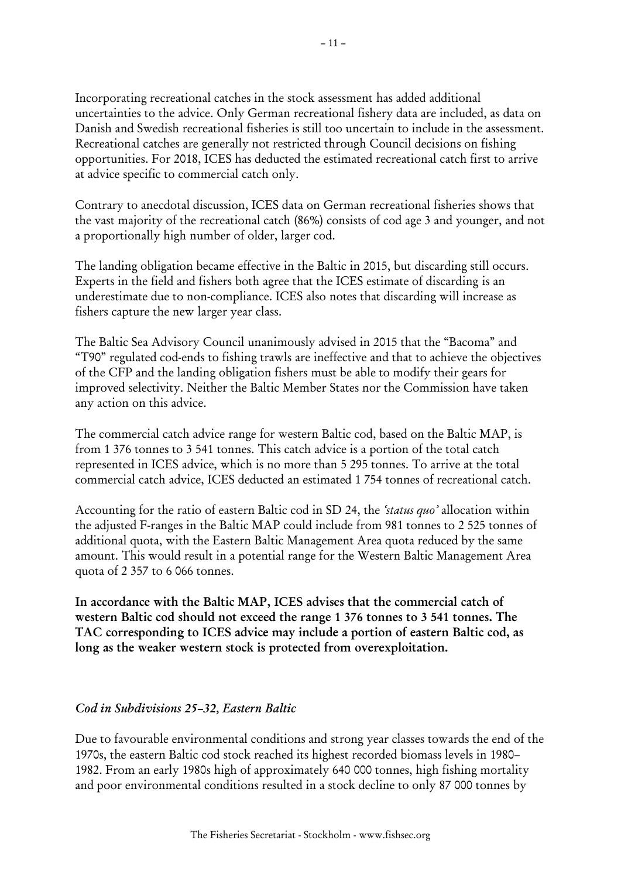Incorporating recreational catches in the stock assessment has added additional uncertainties to the advice. Only German recreational fishery data are included, as data on Danish and Swedish recreational fisheries is still too uncertain to include in the assessment. Recreational catches are generally not restricted through Council decisions on fishing opportunities. For 2018, ICES has deducted the estimated recreational catch first to arrive at advice specific to commercial catch only.

Contrary to anecdotal discussion, ICES data on German recreational fisheries shows that the vast majority of the recreational catch (86%) consists of cod age 3 and younger, and not a proportionally high number of older, larger cod.

The landing obligation became effective in the Baltic in 2015, but discarding still occurs. Experts in the field and fishers both agree that the ICES estimate of discarding is an underestimate due to non-compliance. ICES also notes that discarding will increase as fishers capture the new larger year class.

The Baltic Sea Advisory Council unanimously advised in 2015 that the "Bacoma" and "T90" regulated cod-ends to fishing trawls are ineffective and that to achieve the objectives of the CFP and the landing obligation fishers must be able to modify their gears for improved selectivity. Neither the Baltic Member States nor the Commission have taken any action on this advice.

The commercial catch advice range for western Baltic cod, based on the Baltic MAP, is from 1 376 tonnes to 3 541 tonnes. This catch advice is a portion of the total catch represented in ICES advice, which is no more than 5 295 tonnes. To arrive at the total commercial catch advice, ICES deducted an estimated 1 754 tonnes of recreational catch.

Accounting for the ratio of eastern Baltic cod in SD 24, the *'status quo'* allocation within the adjusted F-ranges in the Baltic MAP could include from 981 tonnes to 2 525 tonnes of additional quota, with the Eastern Baltic Management Area quota reduced by the same amount. This would result in a potential range for the Western Baltic Management Area quota of 2 357 to 6 066 tonnes.

**In accordance with the Baltic MAP, ICES advises that the commercial catch of western Baltic cod should not exceed the range 1 376 tonnes to 3 541 tonnes. The TAC corresponding to ICES advice may include a portion of eastern Baltic cod, as long as the weaker western stock is protected from overexploitation.**

### *Cod in Subdivisions 25–32, Eastern Baltic*

Due to favourable environmental conditions and strong year classes towards the end of the 1970s, the eastern Baltic cod stock reached its highest recorded biomass levels in 1980–1982. From an early 1980s high of approximately 640 000 tonnes, high fishing mortality and poor environmental conditions resulted in a stock decline to only 87 000 tonnes by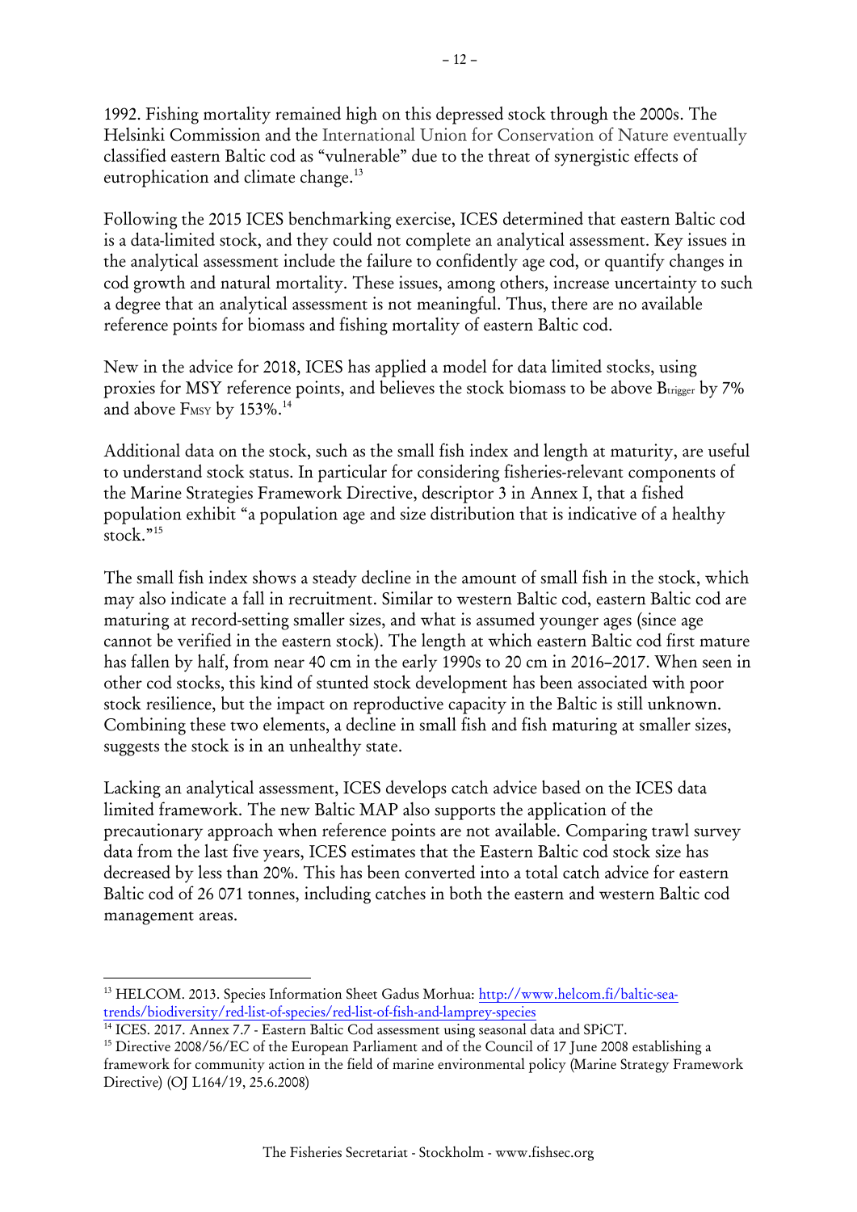1992. Fishing mortality remained high on this depressed stock through the 2000s. The Helsinki Commission and the International Union for Conservation of Nature eventually classified eastern Baltic cod as "vulnerable" due to the threat of synergistic effects of eutrophication and climate change.[13]

Following the 2015 ICES benchmarking exercise, ICES determined that eastern Baltic cod is a data-limited stock, and they could not complete an analytical assessment. Key issues in the analytical assessment include the failure to confidently age cod, or quantify changes in cod growth and natural mortality. These issues, among others, increase uncertainty to such a degree that an analytical assessment is not meaningful. Thus, there are no available reference points for biomass and fishing mortality of eastern Baltic cod.

New in the advice for 2018, ICES has applied a model for data limited stocks, using proxies for MSY reference points, and believes the stock biomass to be above $B_{trigger}$ by 7% and above $F_{MSY}$ by 153%.[14]

Additional data on the stock, such as the small fish index and length at maturity, are useful to understand stock status. In particular for considering fisheries-relevant components of the Marine Strategies Framework Directive, descriptor 3 in Annex I, that a fished population exhibit "a population age and size distribution that is indicative of a healthy stock."[15]

The small fish index shows a steady decline in the amount of small fish in the stock, which may also indicate a fall in recruitment. Similar to western Baltic cod, eastern Baltic cod are maturing at record-setting smaller sizes, and what is assumed younger ages (since age cannot be verified in the eastern stock). The length at which eastern Baltic cod first mature has fallen by half, from near 40 cm in the early 1990s to 20 cm in 2016–2017. When seen in other cod stocks, this kind of stunted stock development has been associated with poor stock resilience, but the impact on reproductive capacity in the Baltic is still unknown. Combining these two elements, a decline in small fish and fish maturing at smaller sizes, suggests the stock is in an unhealthy state.

Lacking an analytical assessment, ICES develops catch advice based on the ICES data limited framework. The new Baltic MAP also supports the application of the precautionary approach when reference points are not available. Comparing trawl survey data from the last five years, ICES estimates that the Eastern Baltic cod stock size has decreased by less than 20%. This has been converted into a total catch advice for eastern Baltic cod of 26 071 tonnes, including catches in both the eastern and western Baltic cod management areas.

---

[13] HELCOM. 2013. Species Information Sheet Gadus Morhua: http://www.helcom.fi/baltic-sea-trends/biodiversity/red-list-of-species/red-list-of-fish-and-lamprey-species

[14] ICES. 2017. Annex 7.7 - Eastern Baltic Cod assessment using seasonal data and SPiCT.

[15] Directive 2008/56/EC of the European Parliament and of the Council of 17 June 2008 establishing a framework for community action in the field of marine environmental policy (Marine Strategy Framework Directive) (OJ L164/19, 25.6.2008)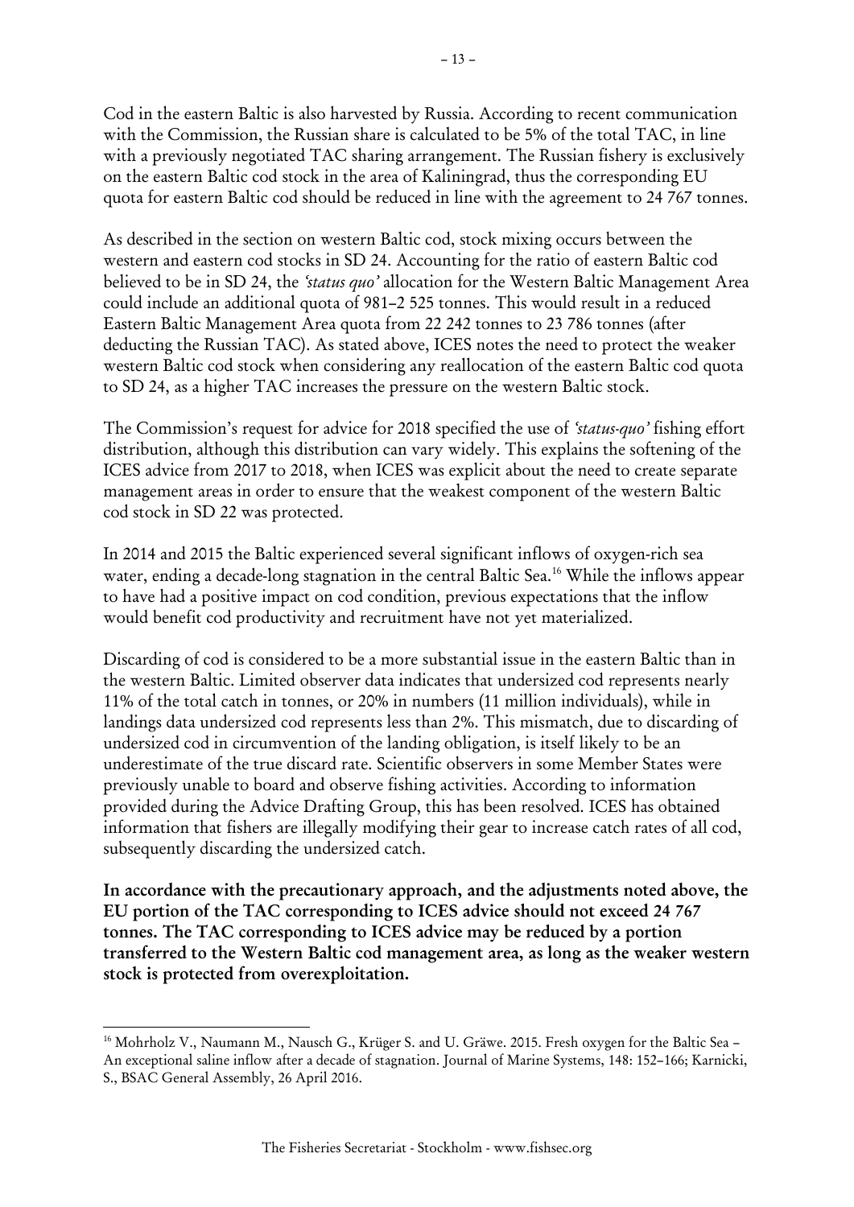Cod in the eastern Baltic is also harvested by Russia. According to recent communication with the Commission, the Russian share is calculated to be 5% of the total TAC, in line with a previously negotiated TAC sharing arrangement. The Russian fishery is exclusively on the eastern Baltic cod stock in the area of Kaliningrad, thus the corresponding EU quota for eastern Baltic cod should be reduced in line with the agreement to 24 767 tonnes.

As described in the section on western Baltic cod, stock mixing occurs between the western and eastern cod stocks in SD 24. Accounting for the ratio of eastern Baltic cod believed to be in SD 24, the *'status quo'* allocation for the Western Baltic Management Area could include an additional quota of 981–2 525 tonnes. This would result in a reduced Eastern Baltic Management Area quota from 22 242 tonnes to 23 786 tonnes (after deducting the Russian TAC). As stated above, ICES notes the need to protect the weaker western Baltic cod stock when considering any reallocation of the eastern Baltic cod quota to SD 24, as a higher TAC increases the pressure on the western Baltic stock.

The Commission's request for advice for 2018 specified the use of *'status-quo'* fishing effort distribution, although this distribution can vary widely. This explains the softening of the ICES advice from 2017 to 2018, when ICES was explicit about the need to create separate management areas in order to ensure that the weakest component of the western Baltic cod stock in SD 22 was protected.

In 2014 and 2015 the Baltic experienced several significant inflows of oxygen-rich sea water, ending a decade-long stagnation in the central Baltic Sea.[16] While the inflows appear to have had a positive impact on cod condition, previous expectations that the inflow would benefit cod productivity and recruitment have not yet materialized.

Discarding of cod is considered to be a more substantial issue in the eastern Baltic than in the western Baltic. Limited observer data indicates that undersized cod represents nearly 11% of the total catch in tonnes, or 20% in numbers (11 million individuals), while in landings data undersized cod represents less than 2%. This mismatch, due to discarding of undersized cod in circumvention of the landing obligation, is itself likely to be an underestimate of the true discard rate. Scientific observers in some Member States were previously unable to board and observe fishing activities. According to information provided during the Advice Drafting Group, this has been resolved. ICES has obtained information that fishers are illegally modifying their gear to increase catch rates of all cod, subsequently discarding the undersized catch.

**In accordance with the precautionary approach, and the adjustments noted above, the EU portion of the TAC corresponding to ICES advice should not exceed 24 767 tonnes. The TAC corresponding to ICES advice may be reduced by a portion transferred to the Western Baltic cod management area, as long as the weaker western stock is protected from overexploitation.**

[16] Mohrholz V., Naumann M., Nausch G., Krüger S. and U. Gräwe. 2015. Fresh oxygen for the Baltic Sea – An exceptional saline inflow after a decade of stagnation. Journal of Marine Systems, 148: 152–166; Karnicki, S., BSAC General Assembly, 26 April 2016.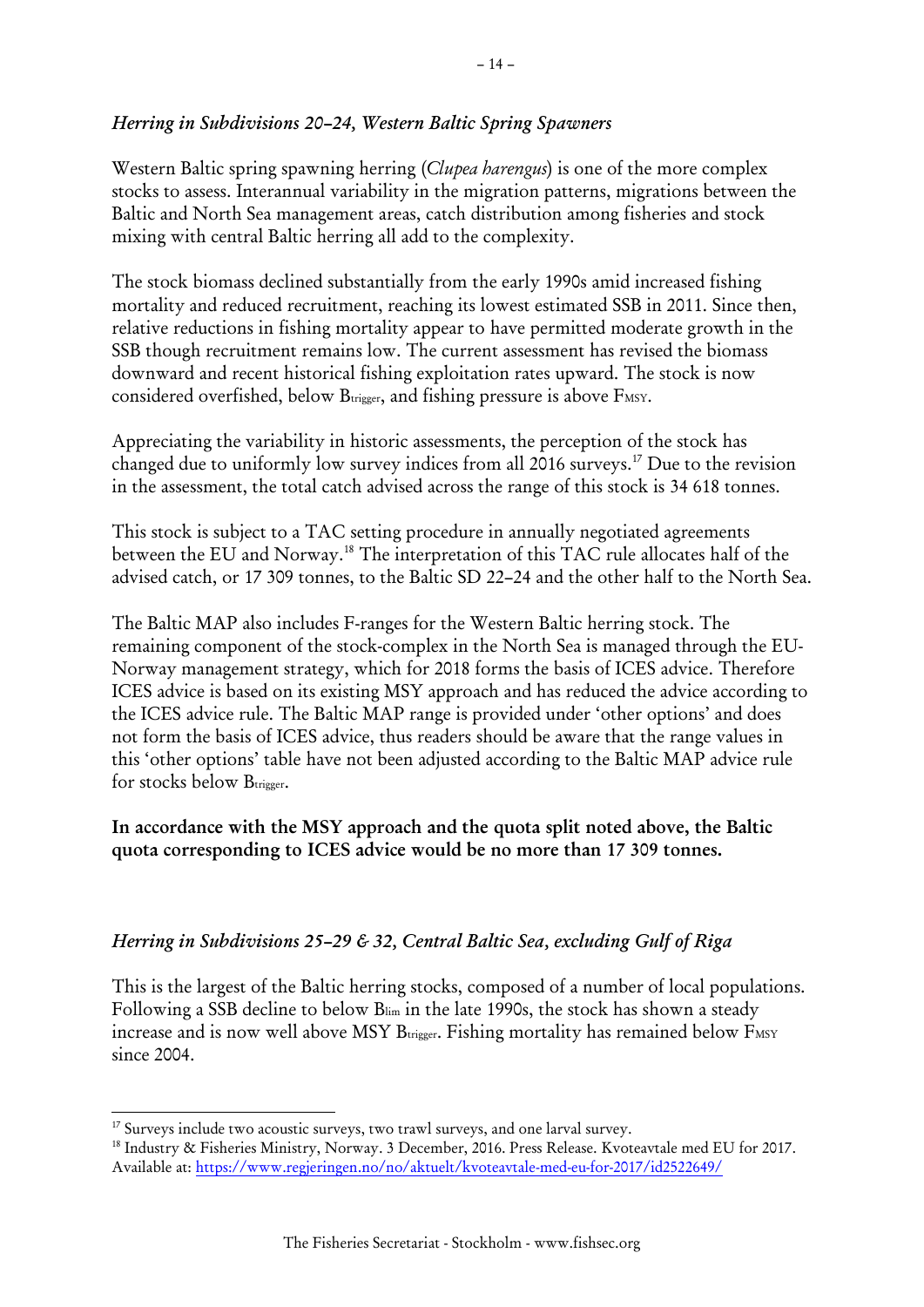### *Herring in Subdivisions 20–24, Western Baltic Spring Spawners*

Western Baltic spring spawning herring (*Clupea harengus*) is one of the more complex stocks to assess. Interannual variability in the migration patterns, migrations between the Baltic and North Sea management areas, catch distribution among fisheries and stock mixing with central Baltic herring all add to the complexity.

The stock biomass declined substantially from the early 1990s amid increased fishing mortality and reduced recruitment, reaching its lowest estimated SSB in 2011. Since then, relative reductions in fishing mortality appear to have permitted moderate growth in the SSB though recruitment remains low. The current assessment has revised the biomass downward and recent historical fishing exploitation rates upward. The stock is now considered overfished, below $B_{trigger}$, and fishing pressure is above $F_{MSY}$.

Appreciating the variability in historic assessments, the perception of the stock has changed due to uniformly low survey indices from all 2016 surveys.[17] Due to the revision in the assessment, the total catch advised across the range of this stock is 34 618 tonnes.

This stock is subject to a TAC setting procedure in annually negotiated agreements between the EU and Norway.[18] The interpretation of this TAC rule allocates half of the advised catch, or 17 309 tonnes, to the Baltic SD 22–24 and the other half to the North Sea.

The Baltic MAP also includes F-ranges for the Western Baltic herring stock. The remaining component of the stock-complex in the North Sea is managed through the EU-Norway management strategy, which for 2018 forms the basis of ICES advice. Therefore ICES advice is based on its existing MSY approach and has reduced the advice according to the ICES advice rule. The Baltic MAP range is provided under 'other options' and does not form the basis of ICES advice, thus readers should be aware that the range values in this 'other options' table have not been adjusted according to the Baltic MAP advice rule for stocks below $B_{trigger}$.

**In accordance with the MSY approach and the quota split noted above, the Baltic quota corresponding to ICES advice would be no more than 17 309 tonnes.**

### *Herring in Subdivisions 25–29 & 32, Central Baltic Sea, excluding Gulf of Riga*

This is the largest of the Baltic herring stocks, composed of a number of local populations. Following a SSB decline to below $B_{lim}$ in the late 1990s, the stock has shown a steady increase and is now well above MSY $B_{trigger}$. Fishing mortality has remained below $F_{MSY}$ since 2004.

---

[17] Surveys include two acoustic surveys, two trawl surveys, and one larval survey.

[18] Industry & Fisheries Ministry, Norway. 3 December, 2016. Press Release. Kvoteavtale med EU for 2017. Available at: https://www.regjeringen.no/no/aktuelt/kvoteavtale-med-eu-for-2017/id2522649/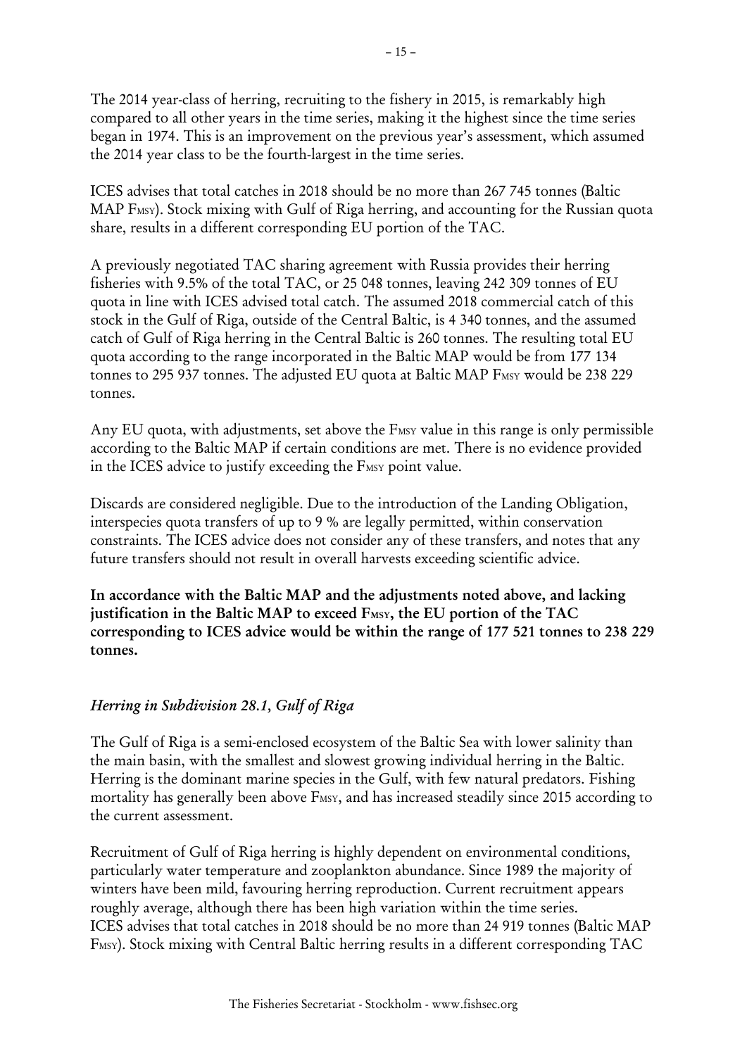The 2014 year-class of herring, recruiting to the fishery in 2015, is remarkably high compared to all other years in the time series, making it the highest since the time series began in 1974. This is an improvement on the previous year's assessment, which assumed the 2014 year class to be the fourth-largest in the time series.

ICES advises that total catches in 2018 should be no more than 267 745 tonnes (Baltic MAP $F_{MSY}$). Stock mixing with Gulf of Riga herring, and accounting for the Russian quota share, results in a different corresponding EU portion of the TAC.

A previously negotiated TAC sharing agreement with Russia provides their herring fisheries with 9.5% of the total TAC, or 25 048 tonnes, leaving 242 309 tonnes of EU quota in line with ICES advised total catch. The assumed 2018 commercial catch of this stock in the Gulf of Riga, outside of the Central Baltic, is 4 340 tonnes, and the assumed catch of Gulf of Riga herring in the Central Baltic is 260 tonnes. The resulting total EU quota according to the range incorporated in the Baltic MAP would be from 177 134 tonnes to 295 937 tonnes. The adjusted EU quota at Baltic MAP $F_{MSY}$ would be 238 229 tonnes.

Any EU quota, with adjustments, set above the $F_{MSY}$ value in this range is only permissible according to the Baltic MAP if certain conditions are met. There is no evidence provided in the ICES advice to justify exceeding the $F_{MSY}$ point value.

Discards are considered negligible. Due to the introduction of the Landing Obligation, interspecies quota transfers of up to 9 % are legally permitted, within conservation constraints. The ICES advice does not consider any of these transfers, and notes that any future transfers should not result in overall harvests exceeding scientific advice.

**In accordance with the Baltic MAP and the adjustments noted above, and lacking justification in the Baltic MAP to exceed $F_{MSY}$, the EU portion of the TAC corresponding to ICES advice would be within the range of 177 521 tonnes to 238 229 tonnes.**

### *Herring in Subdivision 28.1, Gulf of Riga*

The Gulf of Riga is a semi-enclosed ecosystem of the Baltic Sea with lower salinity than the main basin, with the smallest and slowest growing individual herring in the Baltic. Herring is the dominant marine species in the Gulf, with few natural predators. Fishing mortality has generally been above $F_{MSY}$, and has increased steadily since 2015 according to the current assessment.

Recruitment of Gulf of Riga herring is highly dependent on environmental conditions, particularly water temperature and zooplankton abundance. Since 1989 the majority of winters have been mild, favouring herring reproduction. Current recruitment appears roughly average, although there has been high variation within the time series.
ICES advises that total catches in 2018 should be no more than 24 919 tonnes (Baltic MAP $F_{MSY}$). Stock mixing with Central Baltic herring results in a different corresponding TAC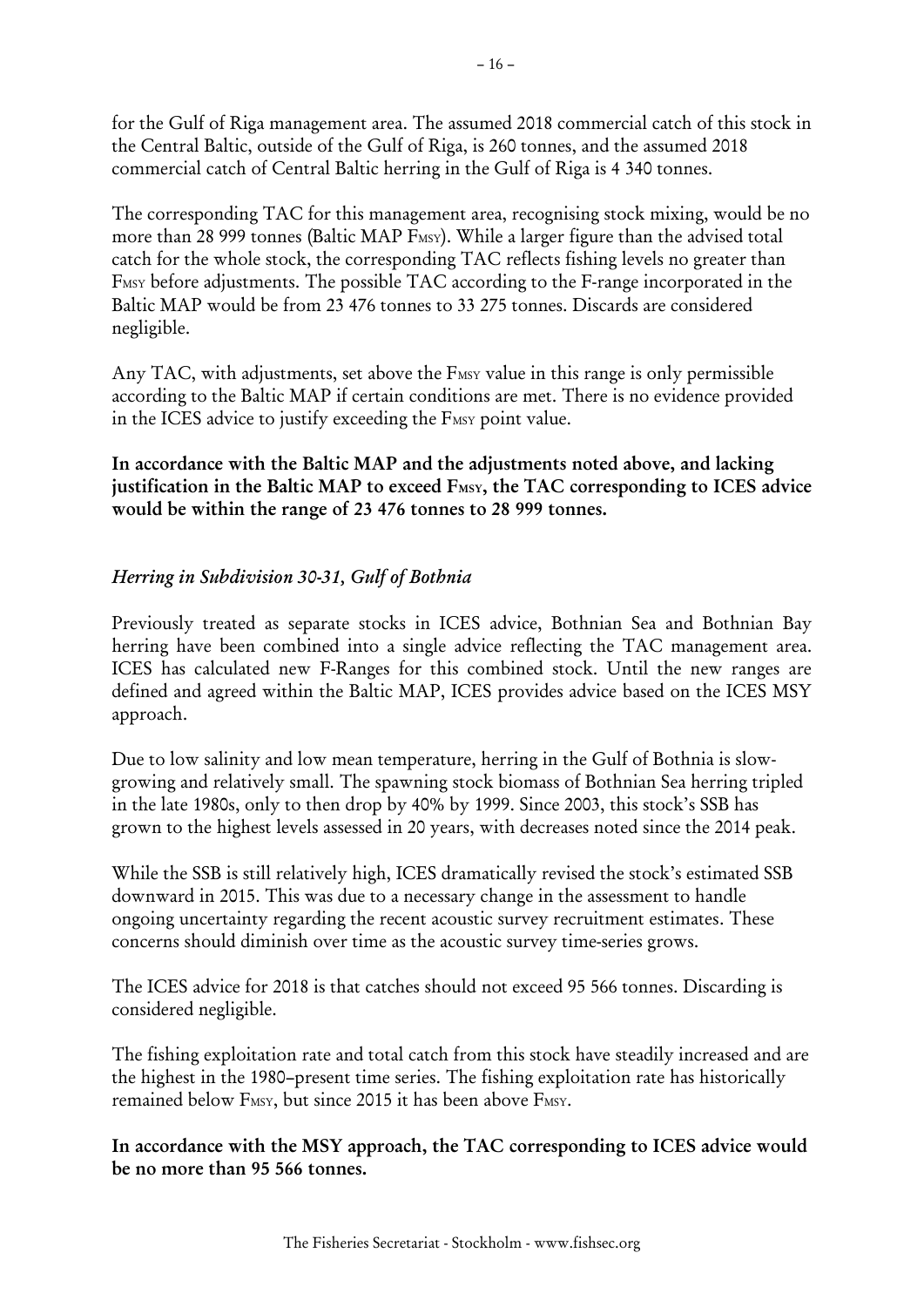for the Gulf of Riga management area. The assumed 2018 commercial catch of this stock in the Central Baltic, outside of the Gulf of Riga, is 260 tonnes, and the assumed 2018 commercial catch of Central Baltic herring in the Gulf of Riga is 4 340 tonnes.

The corresponding TAC for this management area, recognising stock mixing, would be no more than 28 999 tonnes (Baltic MAP $F_{MSY}$). While a larger figure than the advised total catch for the whole stock, the corresponding TAC reflects fishing levels no greater than $F_{MSY}$ before adjustments. The possible TAC according to the F-range incorporated in the Baltic MAP would be from 23 476 tonnes to 33 275 tonnes. Discards are considered negligible.

Any TAC, with adjustments, set above the $F_{MSY}$ value in this range is only permissible according to the Baltic MAP if certain conditions are met. There is no evidence provided in the ICES advice to justify exceeding the $F_{MSY}$ point value.

**In accordance with the Baltic MAP and the adjustments noted above, and lacking justification in the Baltic MAP to exceed $F_{MSY}$, the TAC corresponding to ICES advice would be within the range of 23 476 tonnes to 28 999 tonnes.**

### *Herring in Subdivision 30-31, Gulf of Bothnia*

Previously treated as separate stocks in ICES advice, Bothnian Sea and Bothnian Bay herring have been combined into a single advice reflecting the TAC management area. ICES has calculated new F-Ranges for this combined stock. Until the new ranges are defined and agreed within the Baltic MAP, ICES provides advice based on the ICES MSY approach.

Due to low salinity and low mean temperature, herring in the Gulf of Bothnia is slow-growing and relatively small. The spawning stock biomass of Bothnian Sea herring tripled in the late 1980s, only to then drop by 40% by 1999. Since 2003, this stock's SSB has grown to the highest levels assessed in 20 years, with decreases noted since the 2014 peak.

While the SSB is still relatively high, ICES dramatically revised the stock's estimated SSB downward in 2015. This was due to a necessary change in the assessment to handle ongoing uncertainty regarding the recent acoustic survey recruitment estimates. These concerns should diminish over time as the acoustic survey time-series grows.

The ICES advice for 2018 is that catches should not exceed 95 566 tonnes. Discarding is considered negligible.

The fishing exploitation rate and total catch from this stock have steadily increased and are the highest in the 1980–present time series. The fishing exploitation rate has historically remained below $F_{MSY}$, but since 2015 it has been above $F_{MSY}$.

**In accordance with the MSY approach, the TAC corresponding to ICES advice would be no more than 95 566 tonnes.**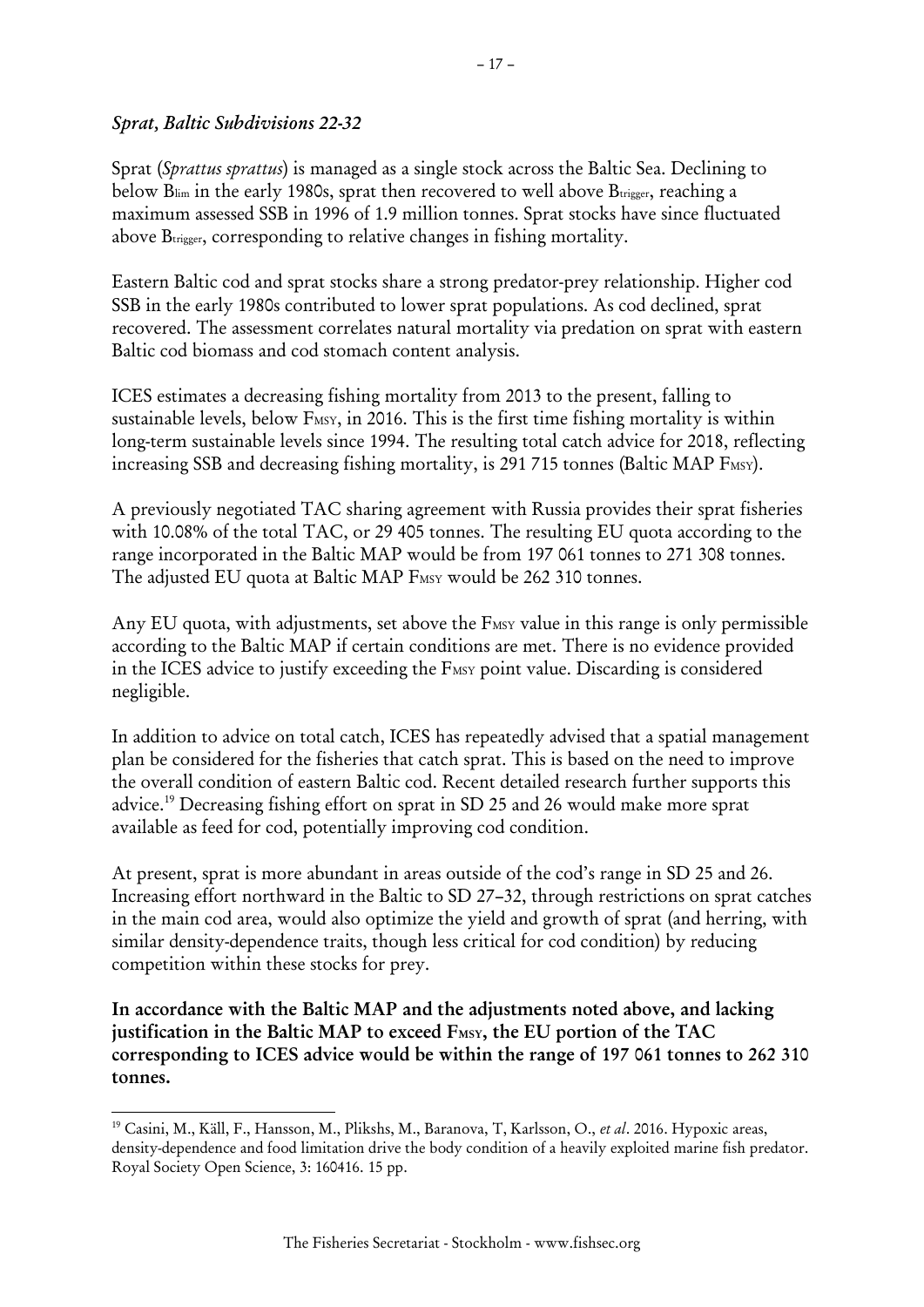*Sprat, Baltic Subdivisions 22-32*

Sprat (*Sprattus sprattus*) is managed as a single stock across the Baltic Sea. Declining to below $B_{lim}$ in the early 1980s, sprat then recovered to well above $B_{trigger}$, reaching a maximum assessed SSB in 1996 of 1.9 million tonnes. Sprat stocks have since fluctuated above $B_{trigger}$, corresponding to relative changes in fishing mortality.

Eastern Baltic cod and sprat stocks share a strong predator-prey relationship. Higher cod SSB in the early 1980s contributed to lower sprat populations. As cod declined, sprat recovered. The assessment correlates natural mortality via predation on sprat with eastern Baltic cod biomass and cod stomach content analysis.

ICES estimates a decreasing fishing mortality from 2013 to the present, falling to sustainable levels, below $F_{MSY}$, in 2016. This is the first time fishing mortality is within long-term sustainable levels since 1994. The resulting total catch advice for 2018, reflecting increasing SSB and decreasing fishing mortality, is 291 715 tonnes (Baltic MAP $F_{MSY}$).

A previously negotiated TAC sharing agreement with Russia provides their sprat fisheries with 10.08% of the total TAC, or 29 405 tonnes. The resulting EU quota according to the range incorporated in the Baltic MAP would be from 197 061 tonnes to 271 308 tonnes. The adjusted EU quota at Baltic MAP $F_{MSY}$ would be 262 310 tonnes.

Any EU quota, with adjustments, set above the $F_{MSY}$ value in this range is only permissible according to the Baltic MAP if certain conditions are met. There is no evidence provided in the ICES advice to justify exceeding the $F_{MSY}$ point value. Discarding is considered negligible.

In addition to advice on total catch, ICES has repeatedly advised that a spatial management plan be considered for the fisheries that catch sprat. This is based on the need to improve the overall condition of eastern Baltic cod. Recent detailed research further supports this advice.[19] Decreasing fishing effort on sprat in SD 25 and 26 would make more sprat available as feed for cod, potentially improving cod condition.

At present, sprat is more abundant in areas outside of the cod's range in SD 25 and 26. Increasing effort northward in the Baltic to SD 27–32, through restrictions on sprat catches in the main cod area, would also optimize the yield and growth of sprat (and herring, with similar density-dependence traits, though less critical for cod condition) by reducing competition within these stocks for prey.

**In accordance with the Baltic MAP and the adjustments noted above, and lacking justification in the Baltic MAP to exceed $F_{MSY}$, the EU portion of the TAC corresponding to ICES advice would be within the range of 197 061 tonnes to 262 310 tonnes.**

---

[19] Casini, M., Käll, F., Hansson, M., Plikshs, M., Baranova, T, Karlsson, O., *et al*. 2016. Hypoxic areas, density-dependence and food limitation drive the body condition of a heavily exploited marine fish predator. Royal Society Open Science, 3: 160416. 15 pp.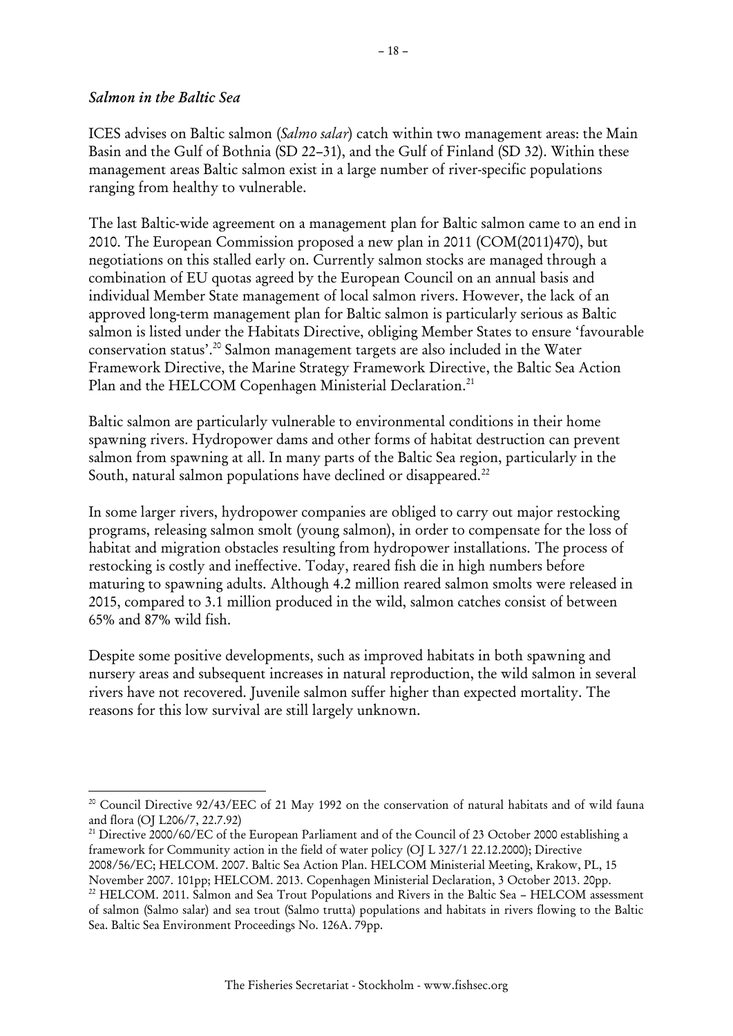*Salmon in the Baltic Sea*

ICES advises on Baltic salmon (*Salmo salar*) catch within two management areas: the Main Basin and the Gulf of Bothnia (SD 22–31), and the Gulf of Finland (SD 32). Within these management areas Baltic salmon exist in a large number of river-specific populations ranging from healthy to vulnerable.

The last Baltic-wide agreement on a management plan for Baltic salmon came to an end in 2010. The European Commission proposed a new plan in 2011 (COM(2011)470), but negotiations on this stalled early on. Currently salmon stocks are managed through a combination of EU quotas agreed by the European Council on an annual basis and individual Member State management of local salmon rivers. However, the lack of an approved long-term management plan for Baltic salmon is particularly serious as Baltic salmon is listed under the Habitats Directive, obliging Member States to ensure 'favourable conservation status'.[20] Salmon management targets are also included in the Water Framework Directive, the Marine Strategy Framework Directive, the Baltic Sea Action Plan and the HELCOM Copenhagen Ministerial Declaration.[21]

Baltic salmon are particularly vulnerable to environmental conditions in their home spawning rivers. Hydropower dams and other forms of habitat destruction can prevent salmon from spawning at all. In many parts of the Baltic Sea region, particularly in the South, natural salmon populations have declined or disappeared.[22]

In some larger rivers, hydropower companies are obliged to carry out major restocking programs, releasing salmon smolt (young salmon), in order to compensate for the loss of habitat and migration obstacles resulting from hydropower installations. The process of restocking is costly and ineffective. Today, reared fish die in high numbers before maturing to spawning adults. Although 4.2 million reared salmon smolts were released in 2015, compared to 3.1 million produced in the wild, salmon catches consist of between 65% and 87% wild fish.

Despite some positive developments, such as improved habitats in both spawning and nursery areas and subsequent increases in natural reproduction, the wild salmon in several rivers have not recovered. Juvenile salmon suffer higher than expected mortality. The reasons for this low survival are still largely unknown.

---

[20] Council Directive 92/43/EEC of 21 May 1992 on the conservation of natural habitats and of wild fauna and flora (OJ L206/7, 22.7.92)

[21] Directive 2000/60/EC of the European Parliament and of the Council of 23 October 2000 establishing a framework for Community action in the field of water policy (OJ L 327/1 22.12.2000); Directive 2008/56/EC; HELCOM. 2007. Baltic Sea Action Plan. HELCOM Ministerial Meeting, Krakow, PL, 15 November 2007. 101pp; HELCOM. 2013. Copenhagen Ministerial Declaration, 3 October 2013. 20pp.

[22] HELCOM. 2011. Salmon and Sea Trout Populations and Rivers in the Baltic Sea – HELCOM assessment of salmon (Salmo salar) and sea trout (Salmo trutta) populations and habitats in rivers flowing to the Baltic Sea. Baltic Sea Environment Proceedings No. 126A. 79pp.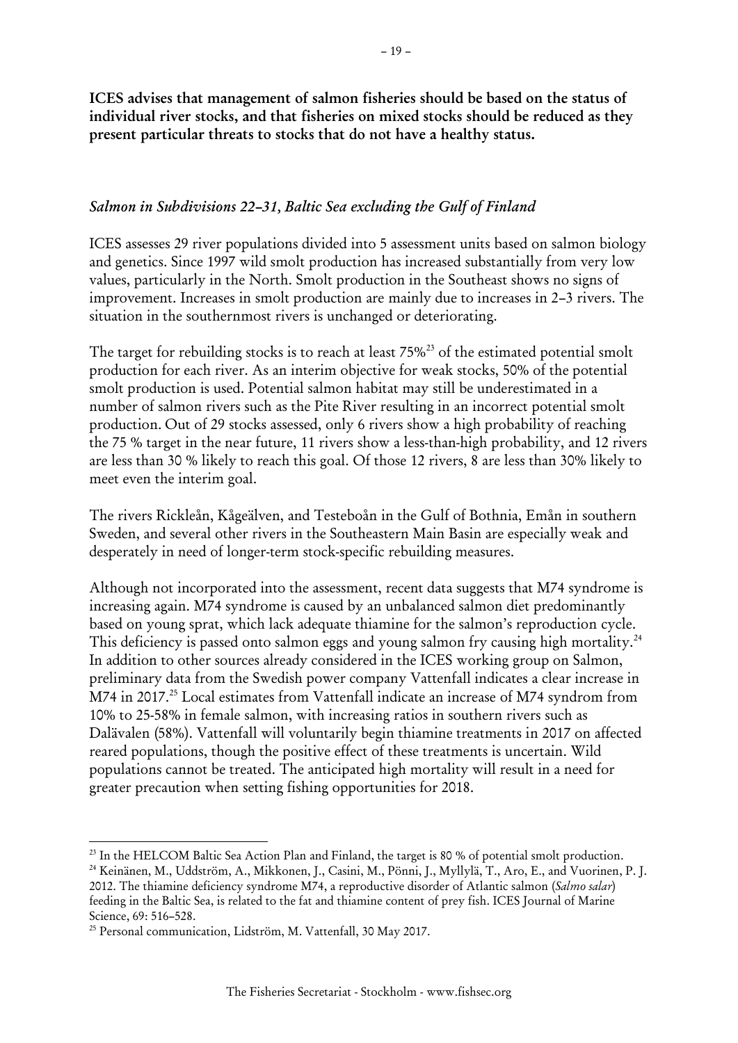**ICES advises that management of salmon fisheries should be based on the status of individual river stocks, and that fisheries on mixed stocks should be reduced as they present particular threats to stocks that do not have a healthy status.**

### *Salmon in Subdivisions 22–31, Baltic Sea excluding the Gulf of Finland*

ICES assesses 29 river populations divided into 5 assessment units based on salmon biology and genetics. Since 1997 wild smolt production has increased substantially from very low values, particularly in the North. Smolt production in the Southeast shows no signs of improvement. Increases in smolt production are mainly due to increases in 2–3 rivers. The situation in the southernmost rivers is unchanged or deteriorating.

The target for rebuilding stocks is to reach at least 75%[23] of the estimated potential smolt production for each river. As an interim objective for weak stocks, 50% of the potential smolt production is used. Potential salmon habitat may still be underestimated in a number of salmon rivers such as the Pite River resulting in an incorrect potential smolt production. Out of 29 stocks assessed, only 6 rivers show a high probability of reaching the 75 % target in the near future, 11 rivers show a less-than-high probability, and 12 rivers are less than 30 % likely to reach this goal. Of those 12 rivers, 8 are less than 30% likely to meet even the interim goal.

The rivers Rickleån, Kågeälven, and Testeboån in the Gulf of Bothnia, Emån in southern Sweden, and several other rivers in the Southeastern Main Basin are especially weak and desperately in need of longer-term stock-specific rebuilding measures.

Although not incorporated into the assessment, recent data suggests that M74 syndrome is increasing again. M74 syndrome is caused by an unbalanced salmon diet predominantly based on young sprat, which lack adequate thiamine for the salmon's reproduction cycle. This deficiency is passed onto salmon eggs and young salmon fry causing high mortality.[24] In addition to other sources already considered in the ICES working group on Salmon, preliminary data from the Swedish power company Vattenfall indicates a clear increase in M74 in 2017.[25] Local estimates from Vattenfall indicate an increase of M74 syndrom from 10% to 25-58% in female salmon, with increasing ratios in southern rivers such as Dalävalen (58%). Vattenfall will voluntarily begin thiamine treatments in 2017 on affected reared populations, though the positive effect of these treatments is uncertain. Wild populations cannot be treated. The anticipated high mortality will result in a need for greater precaution when setting fishing opportunities for 2018.

---

[23] In the HELCOM Baltic Sea Action Plan and Finland, the target is 80 % of potential smolt production.

[24] Keinänen, M., Uddström, A., Mikkonen, J., Casini, M., Pönni, J., Myllylä, T., Aro, E., and Vuorinen, P. J. 2012. The thiamine deficiency syndrome M74, a reproductive disorder of Atlantic salmon (*Salmo salar*) feeding in the Baltic Sea, is related to the fat and thiamine content of prey fish. ICES Journal of Marine Science, 69: 516–528.

[25] Personal communication, Lidström, M. Vattenfall, 30 May 2017.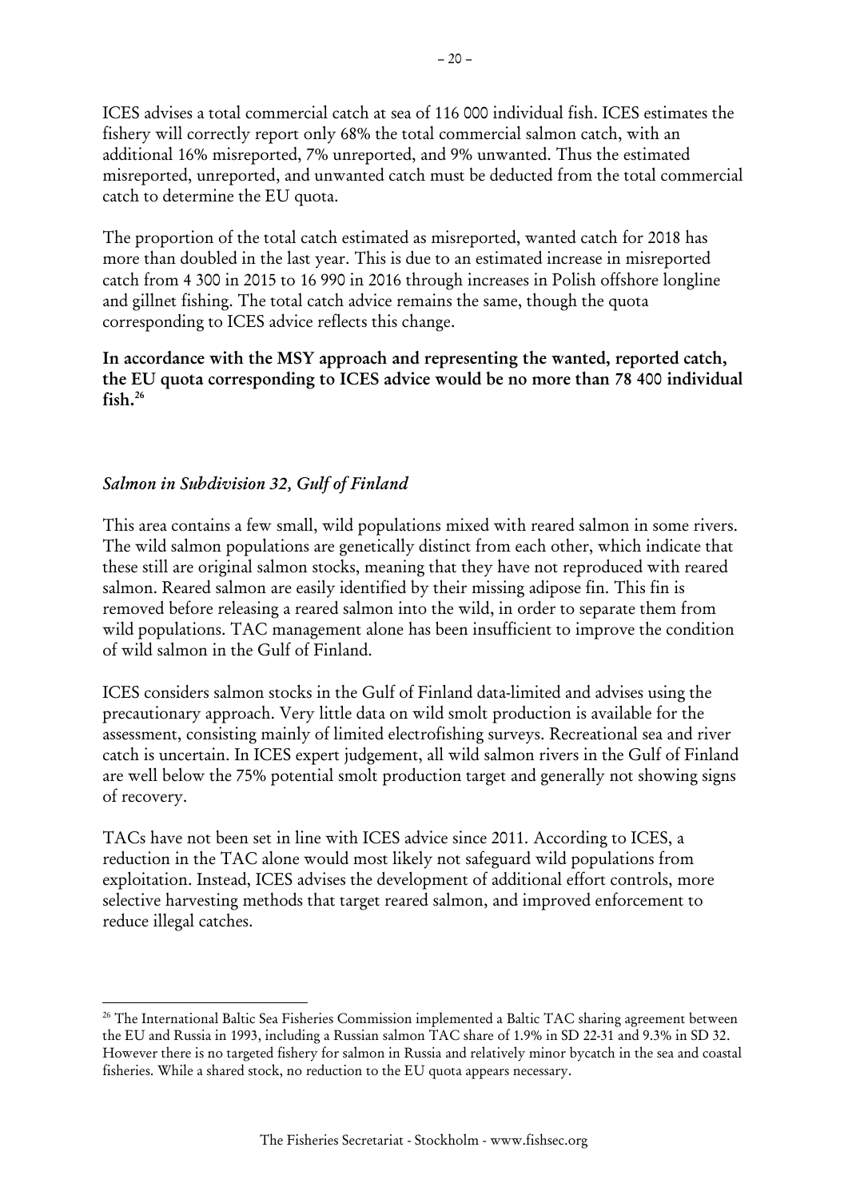ICES advises a total commercial catch at sea of 116 000 individual fish. ICES estimates the fishery will correctly report only 68% the total commercial salmon catch, with an additional 16% misreported, 7% unreported, and 9% unwanted. Thus the estimated misreported, unreported, and unwanted catch must be deducted from the total commercial catch to determine the EU quota.

The proportion of the total catch estimated as misreported, wanted catch for 2018 has more than doubled in the last year. This is due to an estimated increase in misreported catch from 4 300 in 2015 to 16 990 in 2016 through increases in Polish offshore longline and gillnet fishing. The total catch advice remains the same, though the quota corresponding to ICES advice reflects this change.

**In accordance with the MSY approach and representing the wanted, reported catch, the EU quota corresponding to ICES advice would be no more than 78 400 individual fish.**[26]

### *Salmon in Subdivision 32, Gulf of Finland*

This area contains a few small, wild populations mixed with reared salmon in some rivers. The wild salmon populations are genetically distinct from each other, which indicate that these still are original salmon stocks, meaning that they have not reproduced with reared salmon. Reared salmon are easily identified by their missing adipose fin. This fin is removed before releasing a reared salmon into the wild, in order to separate them from wild populations. TAC management alone has been insufficient to improve the condition of wild salmon in the Gulf of Finland.

ICES considers salmon stocks in the Gulf of Finland data-limited and advises using the precautionary approach. Very little data on wild smolt production is available for the assessment, consisting mainly of limited electrofishing surveys. Recreational sea and river catch is uncertain. In ICES expert judgement, all wild salmon rivers in the Gulf of Finland are well below the 75% potential smolt production target and generally not showing signs of recovery.

TACs have not been set in line with ICES advice since 2011. According to ICES, a reduction in the TAC alone would most likely not safeguard wild populations from exploitation. Instead, ICES advises the development of additional effort controls, more selective harvesting methods that target reared salmon, and improved enforcement to reduce illegal catches.

---

[26] The International Baltic Sea Fisheries Commission implemented a Baltic TAC sharing agreement between the EU and Russia in 1993, including a Russian salmon TAC share of 1.9% in SD 22-31 and 9.3% in SD 32. However there is no targeted fishery for salmon in Russia and relatively minor bycatch in the sea and coastal fisheries. While a shared stock, no reduction to the EU quota appears necessary.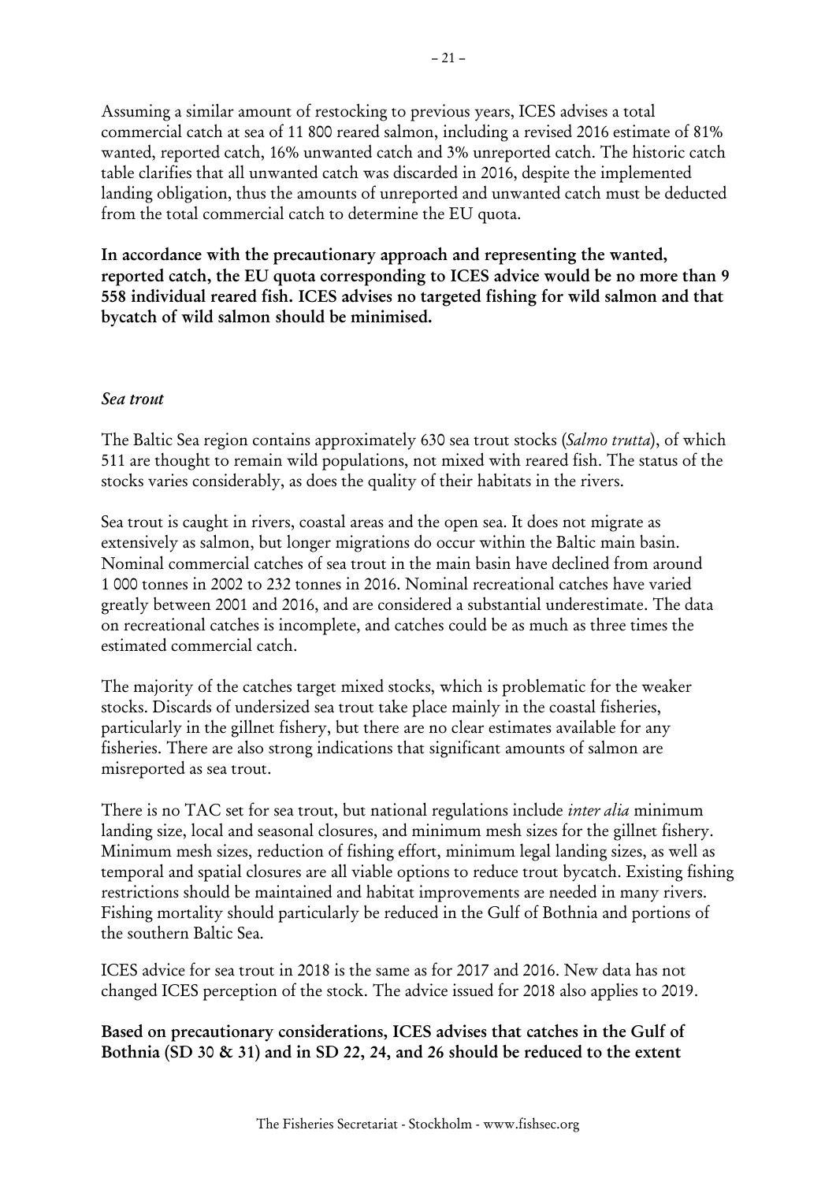Assuming a similar amount of restocking to previous years, ICES advises a total commercial catch at sea of 11 800 reared salmon, including a revised 2016 estimate of 81% wanted, reported catch, 16% unwanted catch and 3% unreported catch. The historic catch table clarifies that all unwanted catch was discarded in 2016, despite the implemented landing obligation, thus the amounts of unreported and unwanted catch must be deducted from the total commercial catch to determine the EU quota.

**In accordance with the precautionary approach and representing the wanted, reported catch, the EU quota corresponding to ICES advice would be no more than 9 558 individual reared fish. ICES advises no targeted fishing for wild salmon and that bycatch of wild salmon should be minimised.**

### *Sea trout*

The Baltic Sea region contains approximately 630 sea trout stocks (*Salmo trutta*), of which 511 are thought to remain wild populations, not mixed with reared fish. The status of the stocks varies considerably, as does the quality of their habitats in the rivers.

Sea trout is caught in rivers, coastal areas and the open sea. It does not migrate as extensively as salmon, but longer migrations do occur within the Baltic main basin. Nominal commercial catches of sea trout in the main basin have declined from around 1 000 tonnes in 2002 to 232 tonnes in 2016. Nominal recreational catches have varied greatly between 2001 and 2016, and are considered a substantial underestimate. The data on recreational catches is incomplete, and catches could be as much as three times the estimated commercial catch.

The majority of the catches target mixed stocks, which is problematic for the weaker stocks. Discards of undersized sea trout take place mainly in the coastal fisheries, particularly in the gillnet fishery, but there are no clear estimates available for any fisheries. There are also strong indications that significant amounts of salmon are misreported as sea trout.

There is no TAC set for sea trout, but national regulations include *inter alia* minimum landing size, local and seasonal closures, and minimum mesh sizes for the gillnet fishery. Minimum mesh sizes, reduction of fishing effort, minimum legal landing sizes, as well as temporal and spatial closures are all viable options to reduce trout bycatch. Existing fishing restrictions should be maintained and habitat improvements are needed in many rivers. Fishing mortality should particularly be reduced in the Gulf of Bothnia and portions of the southern Baltic Sea.

ICES advice for sea trout in 2018 is the same as for 2017 and 2016. New data has not changed ICES perception of the stock. The advice issued for 2018 also applies to 2019.

**Based on precautionary considerations, ICES advises that catches in the Gulf of Bothnia (SD 30 & 31) and in SD 22, 24, and 26 should be reduced to the extent**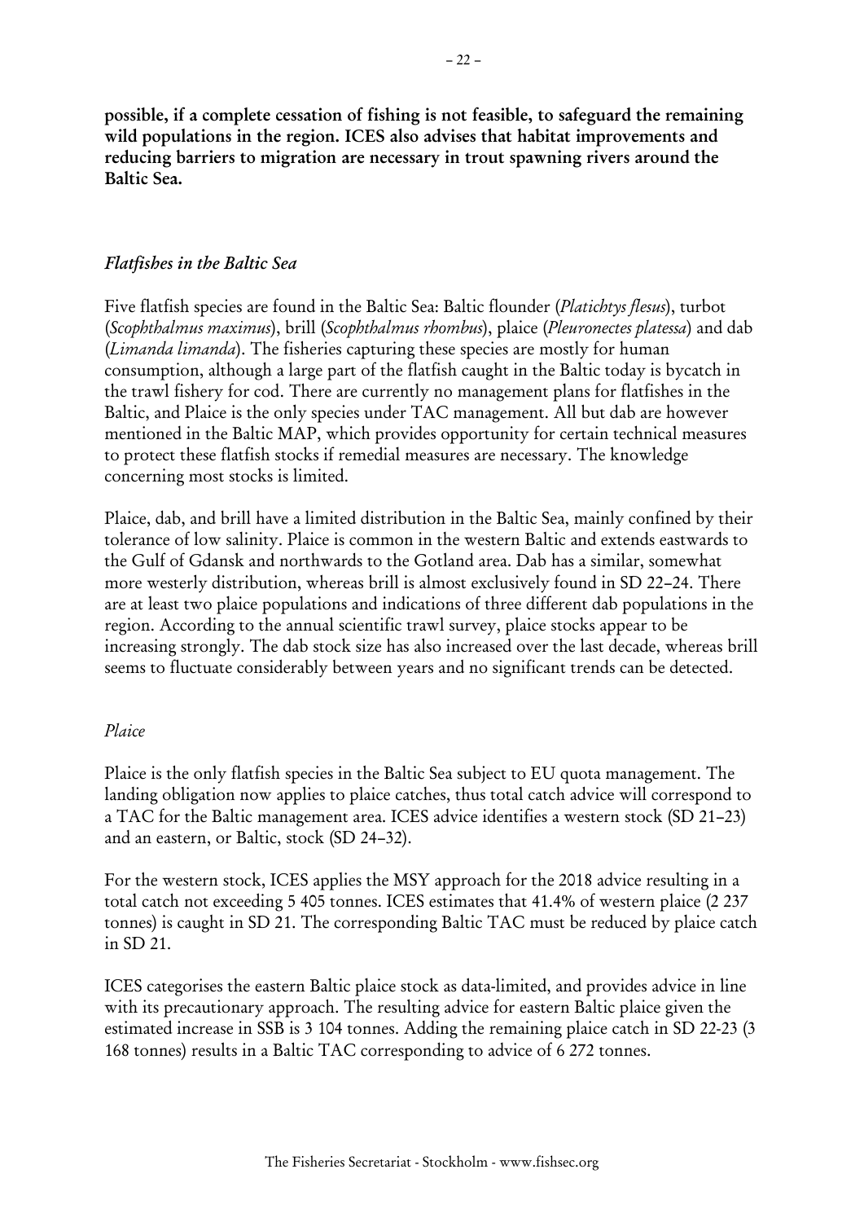**possible, if a complete cessation of fishing is not feasible, to safeguard the remaining wild populations in the region. ICES also advises that habitat improvements and reducing barriers to migration are necessary in trout spawning rivers around the Baltic Sea.**

### *Flatfishes in the Baltic Sea*

Five flatfish species are found in the Baltic Sea: Baltic flounder (*Platichtys flesus*), turbot (*Scophthalmus maximus*), brill (*Scophthalmus rhombus*), plaice (*Pleuronectes platessa*) and dab (*Limanda limanda*). The fisheries capturing these species are mostly for human consumption, although a large part of the flatfish caught in the Baltic today is bycatch in the trawl fishery for cod. There are currently no management plans for flatfishes in the Baltic, and Plaice is the only species under TAC management. All but dab are however mentioned in the Baltic MAP, which provides opportunity for certain technical measures to protect these flatfish stocks if remedial measures are necessary. The knowledge concerning most stocks is limited.

Plaice, dab, and brill have a limited distribution in the Baltic Sea, mainly confined by their tolerance of low salinity. Plaice is common in the western Baltic and extends eastwards to the Gulf of Gdansk and northwards to the Gotland area. Dab has a similar, somewhat more westerly distribution, whereas brill is almost exclusively found in SD 22–24. There are at least two plaice populations and indications of three different dab populations in the region. According to the annual scientific trawl survey, plaice stocks appear to be increasing strongly. The dab stock size has also increased over the last decade, whereas brill seems to fluctuate considerably between years and no significant trends can be detected.

#### *Plaice*

Plaice is the only flatfish species in the Baltic Sea subject to EU quota management. The landing obligation now applies to plaice catches, thus total catch advice will correspond to a TAC for the Baltic management area. ICES advice identifies a western stock (SD 21–23) and an eastern, or Baltic, stock (SD 24–32).

For the western stock, ICES applies the MSY approach for the 2018 advice resulting in a total catch not exceeding 5 405 tonnes. ICES estimates that 41.4% of western plaice (2 237 tonnes) is caught in SD 21. The corresponding Baltic TAC must be reduced by plaice catch in SD 21.

ICES categorises the eastern Baltic plaice stock as data-limited, and provides advice in line with its precautionary approach. The resulting advice for eastern Baltic plaice given the estimated increase in SSB is 3 104 tonnes. Adding the remaining plaice catch in SD 22-23 (3 168 tonnes) results in a Baltic TAC corresponding to advice of 6 272 tonnes.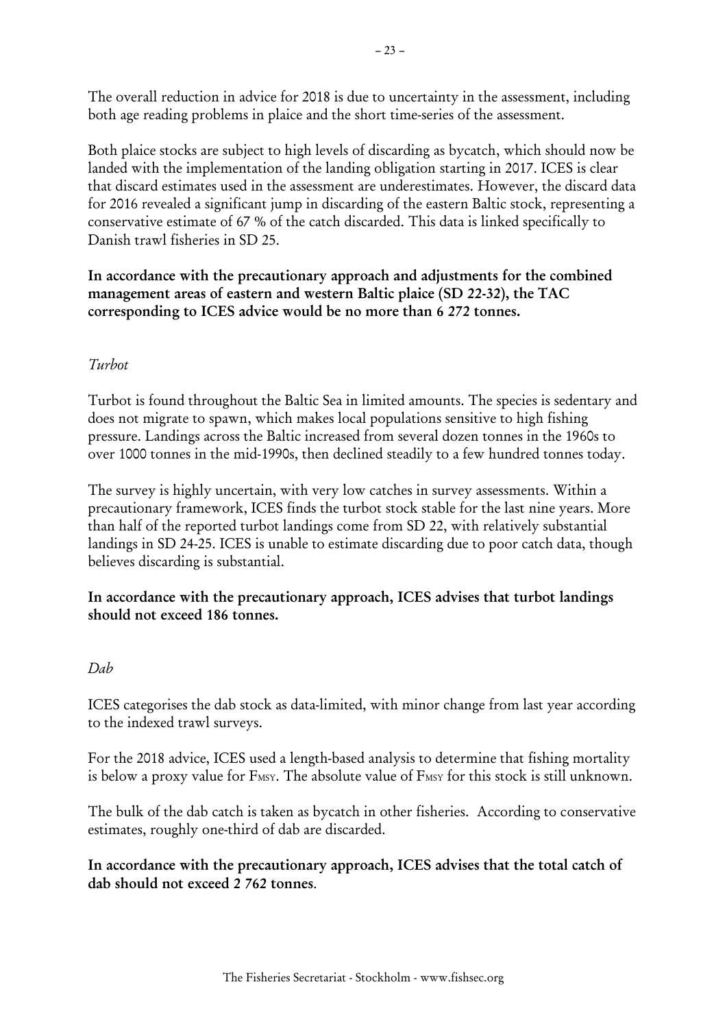The overall reduction in advice for 2018 is due to uncertainty in the assessment, including both age reading problems in plaice and the short time-series of the assessment.

Both plaice stocks are subject to high levels of discarding as bycatch, which should now be landed with the implementation of the landing obligation starting in 2017. ICES is clear that discard estimates used in the assessment are underestimates. However, the discard data for 2016 revealed a significant jump in discarding of the eastern Baltic stock, representing a conservative estimate of 67 % of the catch discarded. This data is linked specifically to Danish trawl fisheries in SD 25.

**In accordance with the precautionary approach and adjustments for the combined management areas of eastern and western Baltic plaice (SD 22-32), the TAC corresponding to ICES advice would be no more than 6 272 tonnes.**

*Turbot*

Turbot is found throughout the Baltic Sea in limited amounts. The species is sedentary and does not migrate to spawn, which makes local populations sensitive to high fishing pressure. Landings across the Baltic increased from several dozen tonnes in the 1960s to over 1000 tonnes in the mid-1990s, then declined steadily to a few hundred tonnes today.

The survey is highly uncertain, with very low catches in survey assessments. Within a precautionary framework, ICES finds the turbot stock stable for the last nine years. More than half of the reported turbot landings come from SD 22, with relatively substantial landings in SD 24-25. ICES is unable to estimate discarding due to poor catch data, though believes discarding is substantial.

**In accordance with the precautionary approach, ICES advises that turbot landings should not exceed 186 tonnes.**

*Dab*

ICES categorises the dab stock as data-limited, with minor change from last year according to the indexed trawl surveys.

For the 2018 advice, ICES used a length-based analysis to determine that fishing mortality is below a proxy value for $F_{MSY}$. The absolute value of $F_{MSY}$ for this stock is still unknown.

The bulk of the dab catch is taken as bycatch in other fisheries. According to conservative estimates, roughly one-third of dab are discarded.

**In accordance with the precautionary approach, ICES advises that the total catch of dab should not exceed 2 762 tonnes**.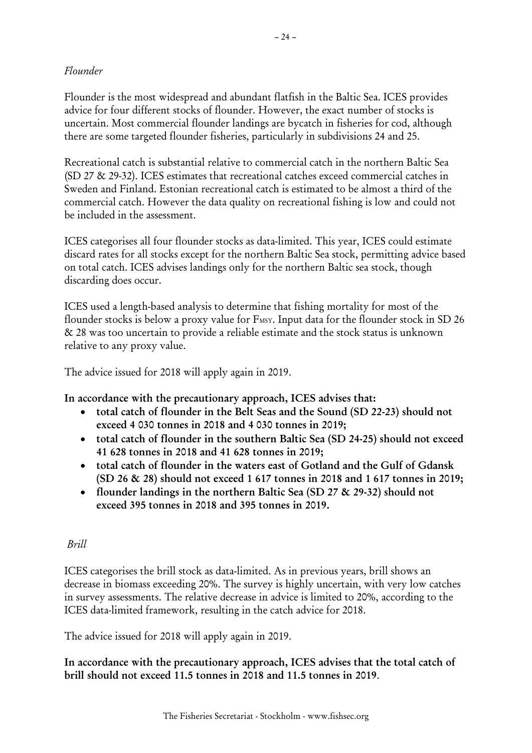*Flounder*

Flounder is the most widespread and abundant flatfish in the Baltic Sea. ICES provides advice for four different stocks of flounder. However, the exact number of stocks is uncertain. Most commercial flounder landings are bycatch in fisheries for cod, although there are some targeted flounder fisheries, particularly in subdivisions 24 and 25.

Recreational catch is substantial relative to commercial catch in the northern Baltic Sea (SD 27 & 29-32). ICES estimates that recreational catches exceed commercial catches in Sweden and Finland. Estonian recreational catch is estimated to be almost a third of the commercial catch. However the data quality on recreational fishing is low and could not be included in the assessment.

ICES categorises all four flounder stocks as data-limited. This year, ICES could estimate discard rates for all stocks except for the northern Baltic Sea stock, permitting advice based on total catch. ICES advises landings only for the northern Baltic sea stock, though discarding does occur.

ICES used a length-based analysis to determine that fishing mortality for most of the flounder stocks is below a proxy value for $F_{MSY}$. Input data for the flounder stock in SD 26 & 28 was too uncertain to provide a reliable estimate and the stock status is unknown relative to any proxy value.

The advice issued for 2018 will apply again in 2019.

**In accordance with the precautionary approach, ICES advises that:**

- **total catch of flounder in the Belt Seas and the Sound (SD 22-23) should not exceed 4 030 tonnes in 2018 and 4 030 tonnes in 2019;**
- **total catch of flounder in the southern Baltic Sea (SD 24-25) should not exceed 41 628 tonnes in 2018 and 41 628 tonnes in 2019;**
- **total catch of flounder in the waters east of Gotland and the Gulf of Gdansk (SD 26 & 28) should not exceed 1 617 tonnes in 2018 and 1 617 tonnes in 2019;**
- **flounder landings in the northern Baltic Sea (SD 27 & 29-32) should not exceed 395 tonnes in 2018 and 395 tonnes in 2019.**

*Brill*

ICES categorises the brill stock as data-limited. As in previous years, brill shows an decrease in biomass exceeding 20%. The survey is highly uncertain, with very low catches in survey assessments. The relative decrease in advice is limited to 20%, according to the ICES data-limited framework, resulting in the catch advice for 2018.

The advice issued for 2018 will apply again in 2019.

**In accordance with the precautionary approach, ICES advises that the total catch of brill should not exceed 11.5 tonnes in 2018 and 11.5 tonnes in 2019**.